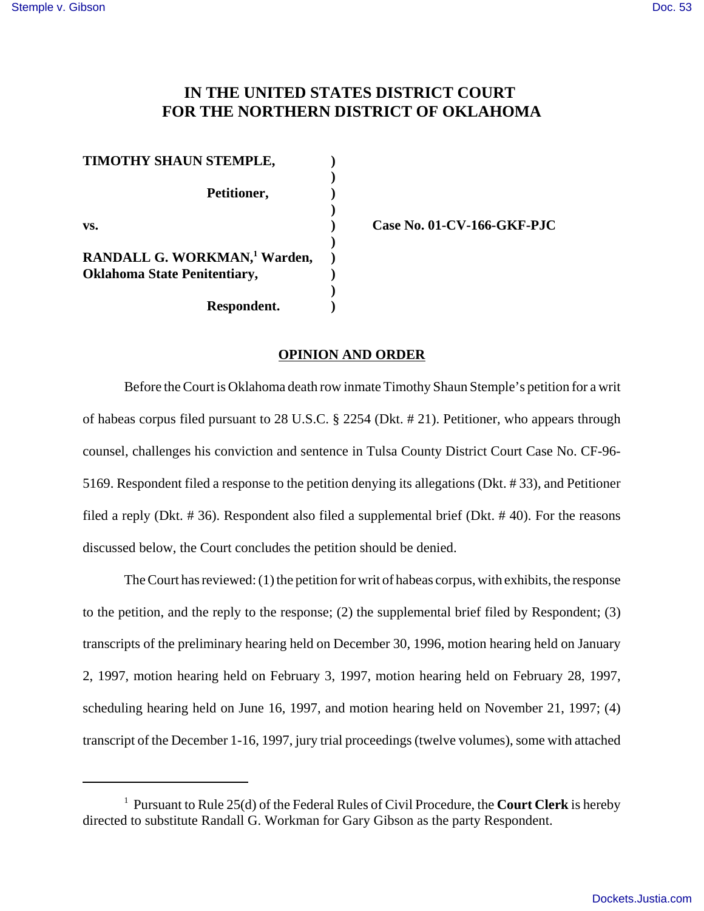# IN THE UNITED STATES DISTRICT COURT FOR THE NORTHERN DISTRICT OF OKLAHOMA

| | | |
|---|---|---|
| **TIMOTHY SHAUN STEMPLE,** | ) | |
| | ) | |
| **Petitioner,** | ) | |
| | ) | |
| **vs.** | ) | **Case No. 01-CV-166-GKF-PJC** |
| | ) | |
| **RANDALL G. WORKMAN,[1] Warden, Oklahoma State Penitentiary,** | ) | |
| | ) | |
| **Respondent.** | ) | |

## OPINION AND ORDER

Before the Court is Oklahoma death row inmate Timothy Shaun Stemple's petition for a writ of habeas corpus filed pursuant to 28 U.S.C. § 2254 (Dkt. # 21). Petitioner, who appears through counsel, challenges his conviction and sentence in Tulsa County District Court Case No. CF-96-5169. Respondent filed a response to the petition denying its allegations (Dkt. # 33), and Petitioner filed a reply (Dkt. # 36). Respondent also filed a supplemental brief (Dkt. # 40). For the reasons discussed below, the Court concludes the petition should be denied.

The Court has reviewed: (1) the petition for writ of habeas corpus, with exhibits, the response to the petition, and the reply to the response; (2) the supplemental brief filed by Respondent; (3) transcripts of the preliminary hearing held on December 30, 1996, motion hearing held on January 2, 1997, motion hearing held on February 3, 1997, motion hearing held on February 28, 1997, scheduling hearing held on June 16, 1997, and motion hearing held on November 21, 1997; (4) transcript of the December 1-16, 1997, jury trial proceedings (twelve volumes), some with attached

---

[1] Pursuant to Rule 25(d) of the Federal Rules of Civil Procedure, the **Court Clerk** is hereby directed to substitute Randall G. Workman for Gary Gibson as the party Respondent.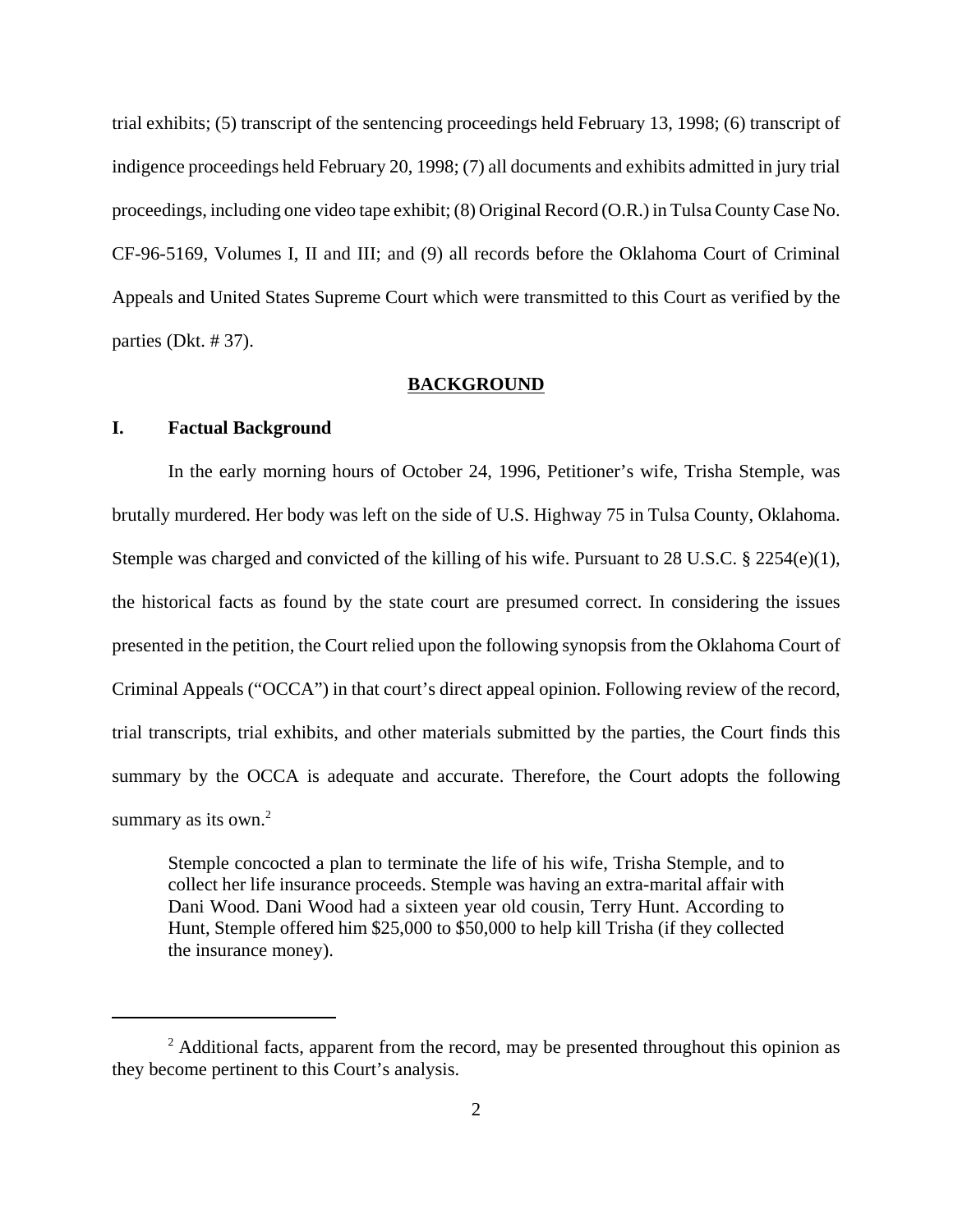trial exhibits; (5) transcript of the sentencing proceedings held February 13, 1998; (6) transcript of indigence proceedings held February 20, 1998; (7) all documents and exhibits admitted in jury trial proceedings, including one video tape exhibit; (8) Original Record (O.R.) in Tulsa County Case No. CF-96-5169, Volumes I, II and III; and (9) all records before the Oklahoma Court of Criminal Appeals and United States Supreme Court which were transmitted to this Court as verified by the parties (Dkt. # 37).

## BACKGROUND

### I. Factual Background

In the early morning hours of October 24, 1996, Petitioner's wife, Trisha Stemple, was brutally murdered. Her body was left on the side of U.S. Highway 75 in Tulsa County, Oklahoma. Stemple was charged and convicted of the killing of his wife. Pursuant to 28 U.S.C. § 2254(e)(1), the historical facts as found by the state court are presumed correct. In considering the issues presented in the petition, the Court relied upon the following synopsis from the Oklahoma Court of Criminal Appeals ("OCCA") in that court's direct appeal opinion. Following review of the record, trial transcripts, trial exhibits, and other materials submitted by the parties, the Court finds this summary by the OCCA is adequate and accurate. Therefore, the Court adopts the following summary as its own.[2]

> Stemple concocted a plan to terminate the life of his wife, Trisha Stemple, and to collect her life insurance proceeds. Stemple was having an extra-marital affair with Dani Wood. Dani Wood had a sixteen year old cousin, Terry Hunt. According to Hunt, Stemple offered him $25,000 to $50,000 to help kill Trisha (if they collected the insurance money).

[2] Additional facts, apparent from the record, may be presented throughout this opinion as they become pertinent to this Court's analysis.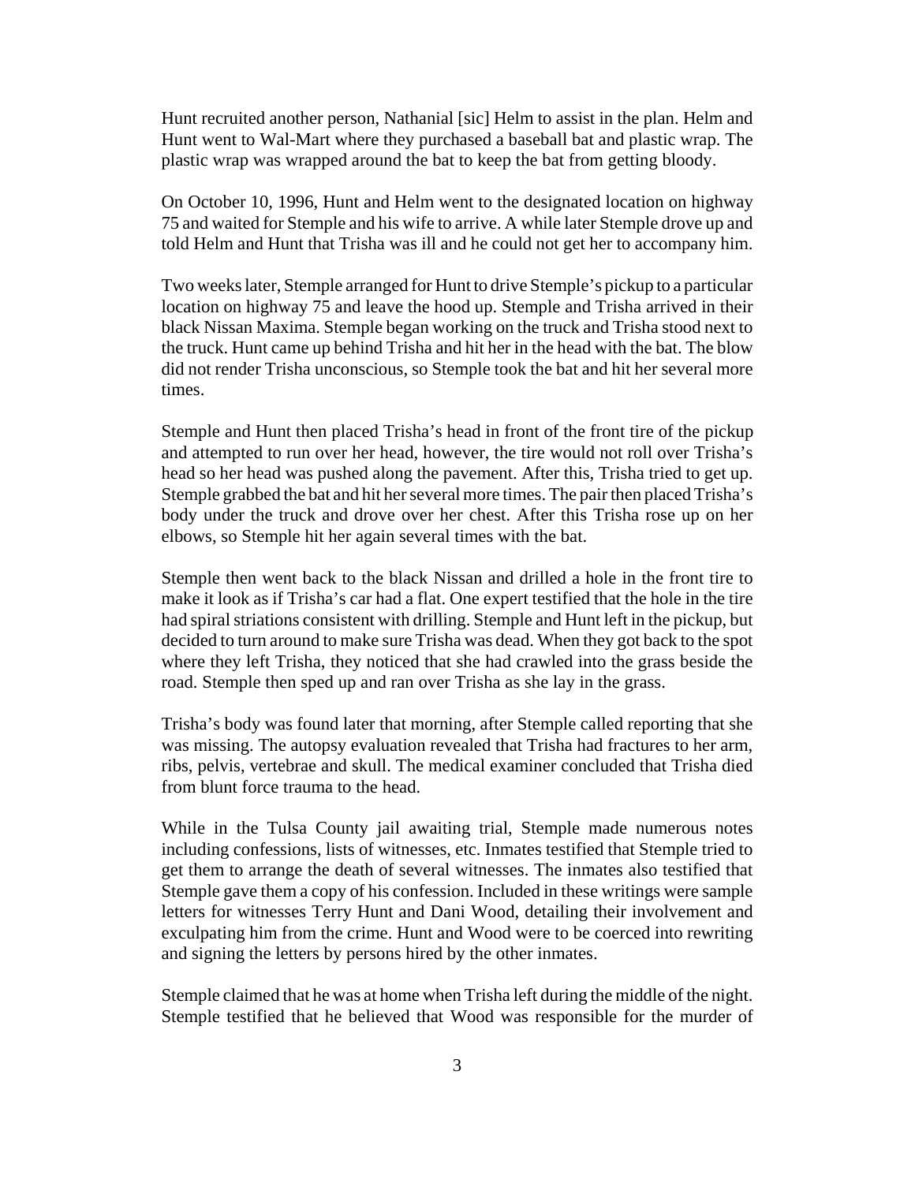Hunt recruited another person, Nathanial [sic] Helm to assist in the plan. Helm and Hunt went to Wal-Mart where they purchased a baseball bat and plastic wrap. The plastic wrap was wrapped around the bat to keep the bat from getting bloody.

On October 10, 1996, Hunt and Helm went to the designated location on highway 75 and waited for Stemple and his wife to arrive. A while later Stemple drove up and told Helm and Hunt that Trisha was ill and he could not get her to accompany him.

Two weeks later, Stemple arranged for Hunt to drive Stemple's pickup to a particular location on highway 75 and leave the hood up. Stemple and Trisha arrived in their black Nissan Maxima. Stemple began working on the truck and Trisha stood next to the truck. Hunt came up behind Trisha and hit her in the head with the bat. The blow did not render Trisha unconscious, so Stemple took the bat and hit her several more times.

Stemple and Hunt then placed Trisha's head in front of the front tire of the pickup and attempted to run over her head, however, the tire would not roll over Trisha's head so her head was pushed along the pavement. After this, Trisha tried to get up. Stemple grabbed the bat and hit her several more times. The pair then placed Trisha's body under the truck and drove over her chest. After this Trisha rose up on her elbows, so Stemple hit her again several times with the bat.

Stemple then went back to the black Nissan and drilled a hole in the front tire to make it look as if Trisha's car had a flat. One expert testified that the hole in the tire had spiral striations consistent with drilling. Stemple and Hunt left in the pickup, but decided to turn around to make sure Trisha was dead. When they got back to the spot where they left Trisha, they noticed that she had crawled into the grass beside the road. Stemple then sped up and ran over Trisha as she lay in the grass.

Trisha's body was found later that morning, after Stemple called reporting that she was missing. The autopsy evaluation revealed that Trisha had fractures to her arm, ribs, pelvis, vertebrae and skull. The medical examiner concluded that Trisha died from blunt force trauma to the head.

While in the Tulsa County jail awaiting trial, Stemple made numerous notes including confessions, lists of witnesses, etc. Inmates testified that Stemple tried to get them to arrange the death of several witnesses. The inmates also testified that Stemple gave them a copy of his confession. Included in these writings were sample letters for witnesses Terry Hunt and Dani Wood, detailing their involvement and exculpating him from the crime. Hunt and Wood were to be coerced into rewriting and signing the letters by persons hired by the other inmates.

Stemple claimed that he was at home when Trisha left during the middle of the night. Stemple testified that he believed that Wood was responsible for the murder of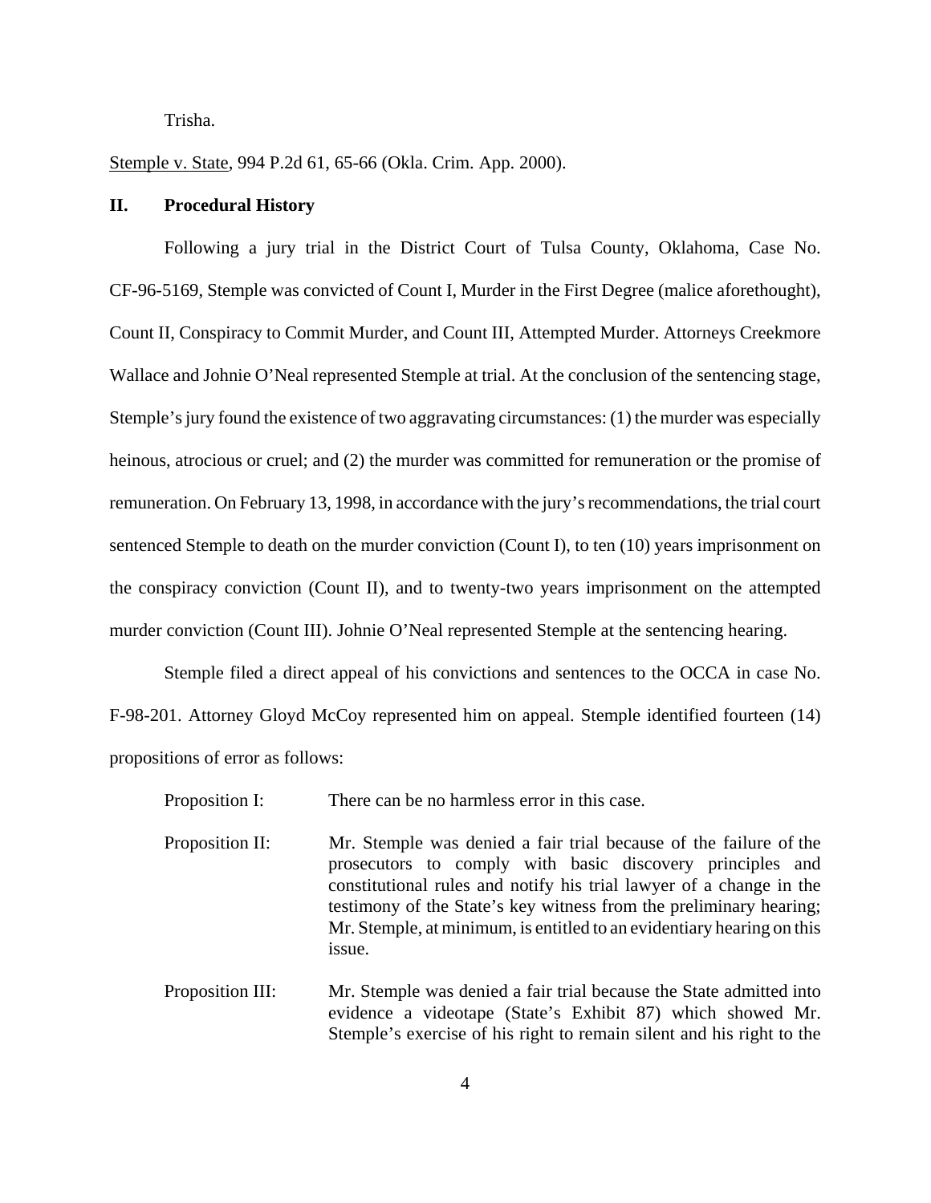Trisha.

Stemple v. State, 994 P.2d 61, 65-66 (Okla. Crim. App. 2000).

## II. Procedural History

Following a jury trial in the District Court of Tulsa County, Oklahoma, Case No. CF-96-5169, Stemple was convicted of Count I, Murder in the First Degree (malice aforethought), Count II, Conspiracy to Commit Murder, and Count III, Attempted Murder. Attorneys Creekmore Wallace and Johnie O'Neal represented Stemple at trial. At the conclusion of the sentencing stage, Stemple's jury found the existence of two aggravating circumstances: (1) the murder was especially heinous, atrocious or cruel; and (2) the murder was committed for remuneration or the promise of remuneration. On February 13, 1998, in accordance with the jury's recommendations, the trial court sentenced Stemple to death on the murder conviction (Count I), to ten (10) years imprisonment on the conspiracy conviction (Count II), and to twenty-two years imprisonment on the attempted murder conviction (Count III). Johnie O'Neal represented Stemple at the sentencing hearing.

Stemple filed a direct appeal of his convictions and sentences to the OCCA in case No. F-98-201. Attorney Gloyd McCoy represented him on appeal. Stemple identified fourteen (14) propositions of error as follows:

Proposition I: There can be no harmless error in this case.

Proposition II: Mr. Stemple was denied a fair trial because of the failure of the prosecutors to comply with basic discovery principles and constitutional rules and notify his trial lawyer of a change in the testimony of the State's key witness from the preliminary hearing; Mr. Stemple, at minimum, is entitled to an evidentiary hearing on this issue.

Proposition III: Mr. Stemple was denied a fair trial because the State admitted into evidence a videotape (State's Exhibit 87) which showed Mr. Stemple's exercise of his right to remain silent and his right to the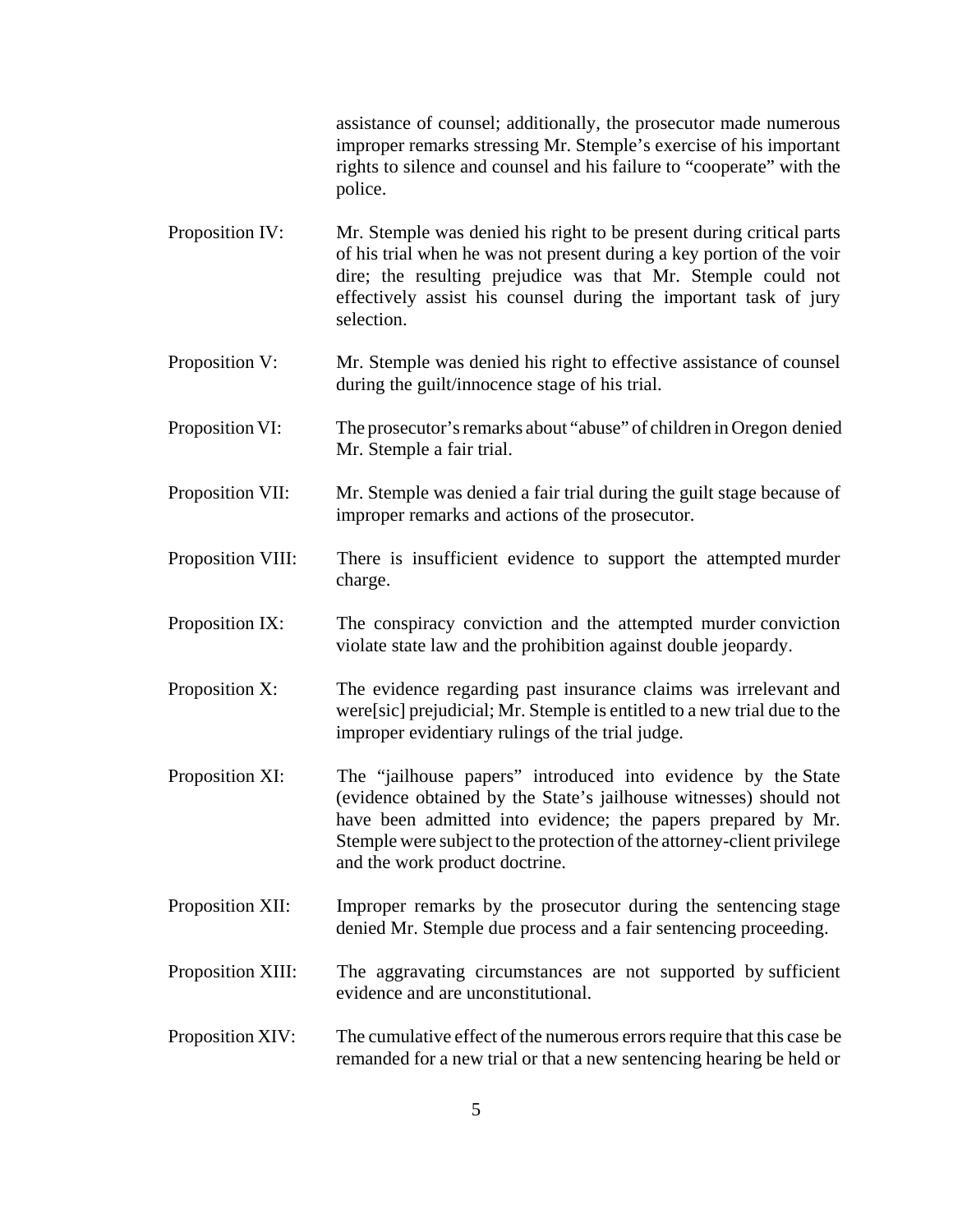assistance of counsel; additionally, the prosecutor made numerous improper remarks stressing Mr. Stemple's exercise of his important rights to silence and counsel and his failure to "cooperate" with the police.

Proposition IV: Mr. Stemple was denied his right to be present during critical parts of his trial when he was not present during a key portion of the voir dire; the resulting prejudice was that Mr. Stemple could not effectively assist his counsel during the important task of jury selection.

Proposition V: Mr. Stemple was denied his right to effective assistance of counsel during the guilt/innocence stage of his trial.

Proposition VI: The prosecutor's remarks about "abuse" of children in Oregon denied Mr. Stemple a fair trial.

Proposition VII: Mr. Stemple was denied a fair trial during the guilt stage because of improper remarks and actions of the prosecutor.

Proposition VIII: There is insufficient evidence to support the attempted murder charge.

Proposition IX: The conspiracy conviction and the attempted murder conviction violate state law and the prohibition against double jeopardy.

Proposition X: The evidence regarding past insurance claims was irrelevant and were[sic] prejudicial; Mr. Stemple is entitled to a new trial due to the improper evidentiary rulings of the trial judge.

Proposition XI: The "jailhouse papers" introduced into evidence by the State (evidence obtained by the State's jailhouse witnesses) should not have been admitted into evidence; the papers prepared by Mr. Stemple were subject to the protection of the attorney-client privilege and the work product doctrine.

Proposition XII: Improper remarks by the prosecutor during the sentencing stage denied Mr. Stemple due process and a fair sentencing proceeding.

Proposition XIII: The aggravating circumstances are not supported by sufficient evidence and are unconstitutional.

Proposition XIV: The cumulative effect of the numerous errors require that this case be remanded for a new trial or that a new sentencing hearing be held or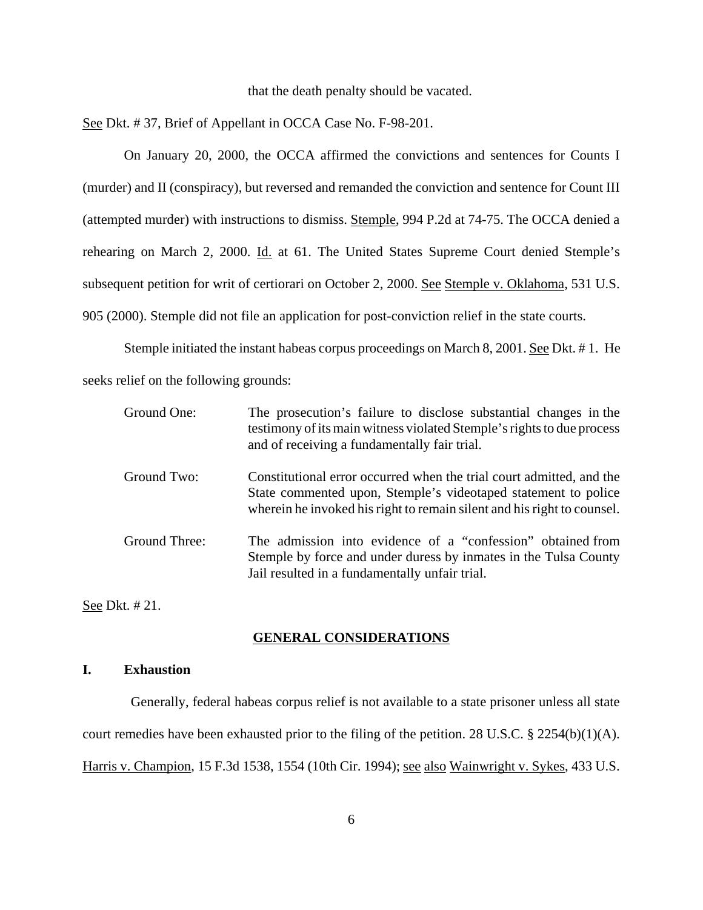that the death penalty should be vacated.

See Dkt. # 37, Brief of Appellant in OCCA Case No. F-98-201.

On January 20, 2000, the OCCA affirmed the convictions and sentences for Counts I (murder) and II (conspiracy), but reversed and remanded the conviction and sentence for Count III (attempted murder) with instructions to dismiss. Stemple, 994 P.2d at 74-75. The OCCA denied a rehearing on March 2, 2000. Id. at 61. The United States Supreme Court denied Stemple's subsequent petition for writ of certiorari on October 2, 2000. See Stemple v. Oklahoma, 531 U.S. 905 (2000). Stemple did not file an application for post-conviction relief in the state courts.

Stemple initiated the instant habeas corpus proceedings on March 8, 2001. See Dkt. # 1. He seeks relief on the following grounds:

| | |
|---|---|
| Ground One: | The prosecution's failure to disclose substantial changes in the testimony of its main witness violated Stemple's rights to due process and of receiving a fundamentally fair trial. |
| Ground Two: | Constitutional error occurred when the trial court admitted, and the State commented upon, Stemple's videotaped statement to police wherein he invoked his right to remain silent and his right to counsel. |
| Ground Three: | The admission into evidence of a "confession" obtained from Stemple by force and under duress by inmates in the Tulsa County Jail resulted in a fundamentally unfair trial. |

See Dkt. # 21.

## GENERAL CONSIDERATIONS

### I. Exhaustion

Generally, federal habeas corpus relief is not available to a state prisoner unless all state court remedies have been exhausted prior to the filing of the petition. 28 U.S.C. § 2254(b)(1)(A). Harris v. Champion, 15 F.3d 1538, 1554 (10th Cir. 1994); see also Wainwright v. Sykes, 433 U.S.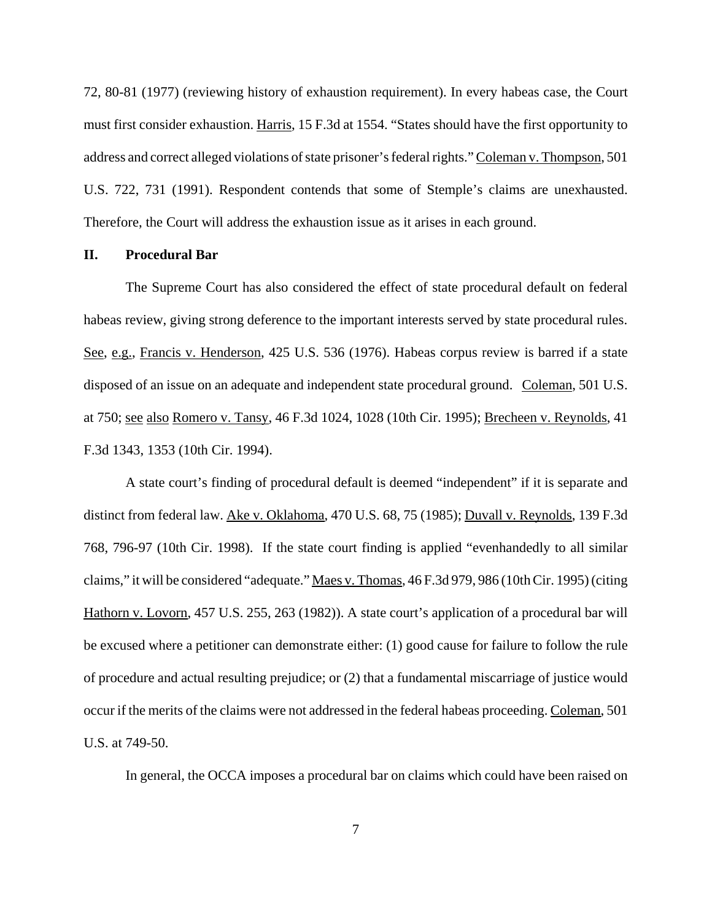72, 80-81 (1977) (reviewing history of exhaustion requirement). In every habeas case, the Court must first consider exhaustion. Harris, 15 F.3d at 1554. "States should have the first opportunity to address and correct alleged violations of state prisoner's federal rights." Coleman v. Thompson, 501 U.S. 722, 731 (1991). Respondent contends that some of Stemple's claims are unexhausted. Therefore, the Court will address the exhaustion issue as it arises in each ground.

## II. Procedural Bar

The Supreme Court has also considered the effect of state procedural default on federal habeas review, giving strong deference to the important interests served by state procedural rules. See, e.g., Francis v. Henderson, 425 U.S. 536 (1976). Habeas corpus review is barred if a state disposed of an issue on an adequate and independent state procedural ground. Coleman, 501 U.S. at 750; see also Romero v. Tansy, 46 F.3d 1024, 1028 (10th Cir. 1995); Brecheen v. Reynolds, 41 F.3d 1343, 1353 (10th Cir. 1994).

A state court's finding of procedural default is deemed "independent" if it is separate and distinct from federal law. Ake v. Oklahoma, 470 U.S. 68, 75 (1985); Duvall v. Reynolds, 139 F.3d 768, 796-97 (10th Cir. 1998). If the state court finding is applied "evenhandedly to all similar claims," it will be considered "adequate." Maes v. Thomas, 46 F.3d 979, 986 (10th Cir. 1995) (citing Hathorn v. Lovorn, 457 U.S. 255, 263 (1982)). A state court's application of a procedural bar will be excused where a petitioner can demonstrate either: (1) good cause for failure to follow the rule of procedure and actual resulting prejudice; or (2) that a fundamental miscarriage of justice would occur if the merits of the claims were not addressed in the federal habeas proceeding. Coleman, 501 U.S. at 749-50.

In general, the OCCA imposes a procedural bar on claims which could have been raised on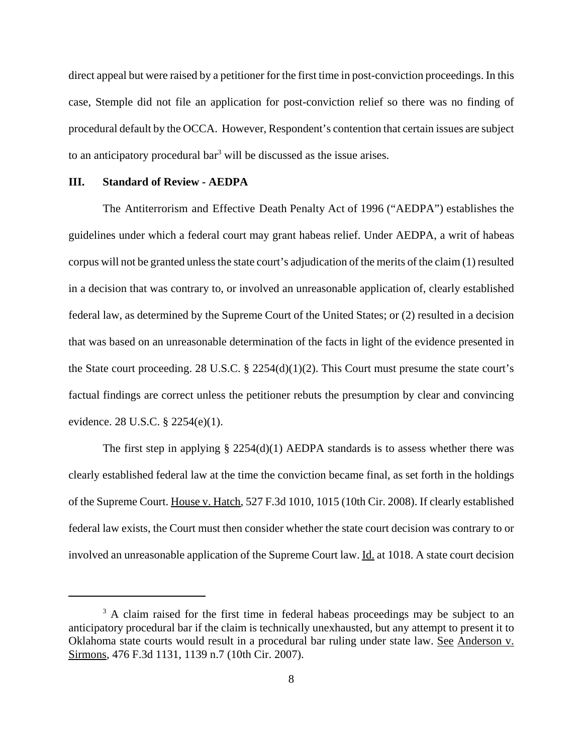direct appeal but were raised by a petitioner for the first time in post-conviction proceedings. In this case, Stemple did not file an application for post-conviction relief so there was no finding of procedural default by the OCCA. However, Respondent's contention that certain issues are subject to an anticipatory procedural bar[3] will be discussed as the issue arises.

## III. Standard of Review - AEDPA

The Antiterrorism and Effective Death Penalty Act of 1996 ("AEDPA") establishes the guidelines under which a federal court may grant habeas relief. Under AEDPA, a writ of habeas corpus will not be granted unless the state court's adjudication of the merits of the claim (1) resulted in a decision that was contrary to, or involved an unreasonable application of, clearly established federal law, as determined by the Supreme Court of the United States; or (2) resulted in a decision that was based on an unreasonable determination of the facts in light of the evidence presented in the State court proceeding. 28 U.S.C. § 2254(d)(1)(2). This Court must presume the state court's factual findings are correct unless the petitioner rebuts the presumption by clear and convincing evidence. 28 U.S.C. § 2254(e)(1).

The first step in applying § 2254(d)(1) AEDPA standards is to assess whether there was clearly established federal law at the time the conviction became final, as set forth in the holdings of the Supreme Court. House v. Hatch, 527 F.3d 1010, 1015 (10th Cir. 2008). If clearly established federal law exists, the Court must then consider whether the state court decision was contrary to or involved an unreasonable application of the Supreme Court law. Id. at 1018. A state court decision

---

[3] A claim raised for the first time in federal habeas proceedings may be subject to an anticipatory procedural bar if the claim is technically unexhausted, but any attempt to present it to Oklahoma state courts would result in a procedural bar ruling under state law. See Anderson v. Sirmons, 476 F.3d 1131, 1139 n.7 (10th Cir. 2007).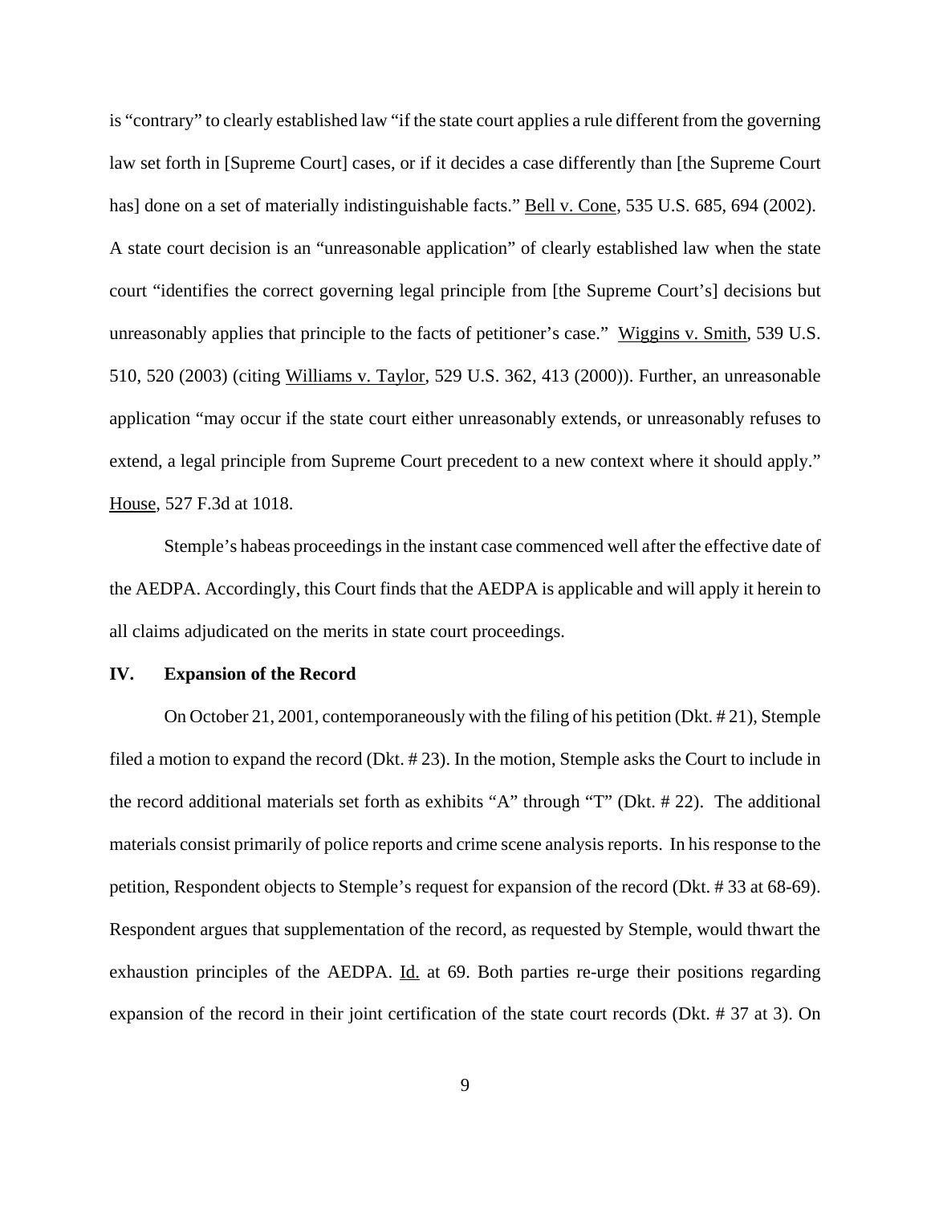is "contrary" to clearly established law "if the state court applies a rule different from the governing law set forth in [Supreme Court] cases, or if it decides a case differently than [the Supreme Court has] done on a set of materially indistinguishable facts." Bell v. Cone, 535 U.S. 685, 694 (2002). A state court decision is an "unreasonable application" of clearly established law when the state court "identifies the correct governing legal principle from [the Supreme Court's] decisions but unreasonably applies that principle to the facts of petitioner's case." Wiggins v. Smith, 539 U.S. 510, 520 (2003) (citing Williams v. Taylor, 529 U.S. 362, 413 (2000)). Further, an unreasonable application "may occur if the state court either unreasonably extends, or unreasonably refuses to extend, a legal principle from Supreme Court precedent to a new context where it should apply." House, 527 F.3d at 1018.

Stemple's habeas proceedings in the instant case commenced well after the effective date of the AEDPA. Accordingly, this Court finds that the AEDPA is applicable and will apply it herein to all claims adjudicated on the merits in state court proceedings.

## IV. Expansion of the Record

On October 21, 2001, contemporaneously with the filing of his petition (Dkt. # 21), Stemple filed a motion to expand the record (Dkt. # 23). In the motion, Stemple asks the Court to include in the record additional materials set forth as exhibits "A" through "T" (Dkt. # 22). The additional materials consist primarily of police reports and crime scene analysis reports. In his response to the petition, Respondent objects to Stemple's request for expansion of the record (Dkt. # 33 at 68-69). Respondent argues that supplementation of the record, as requested by Stemple, would thwart the exhaustion principles of the AEDPA. Id. at 69. Both parties re-urge their positions regarding expansion of the record in their joint certification of the state court records (Dkt. # 37 at 3). On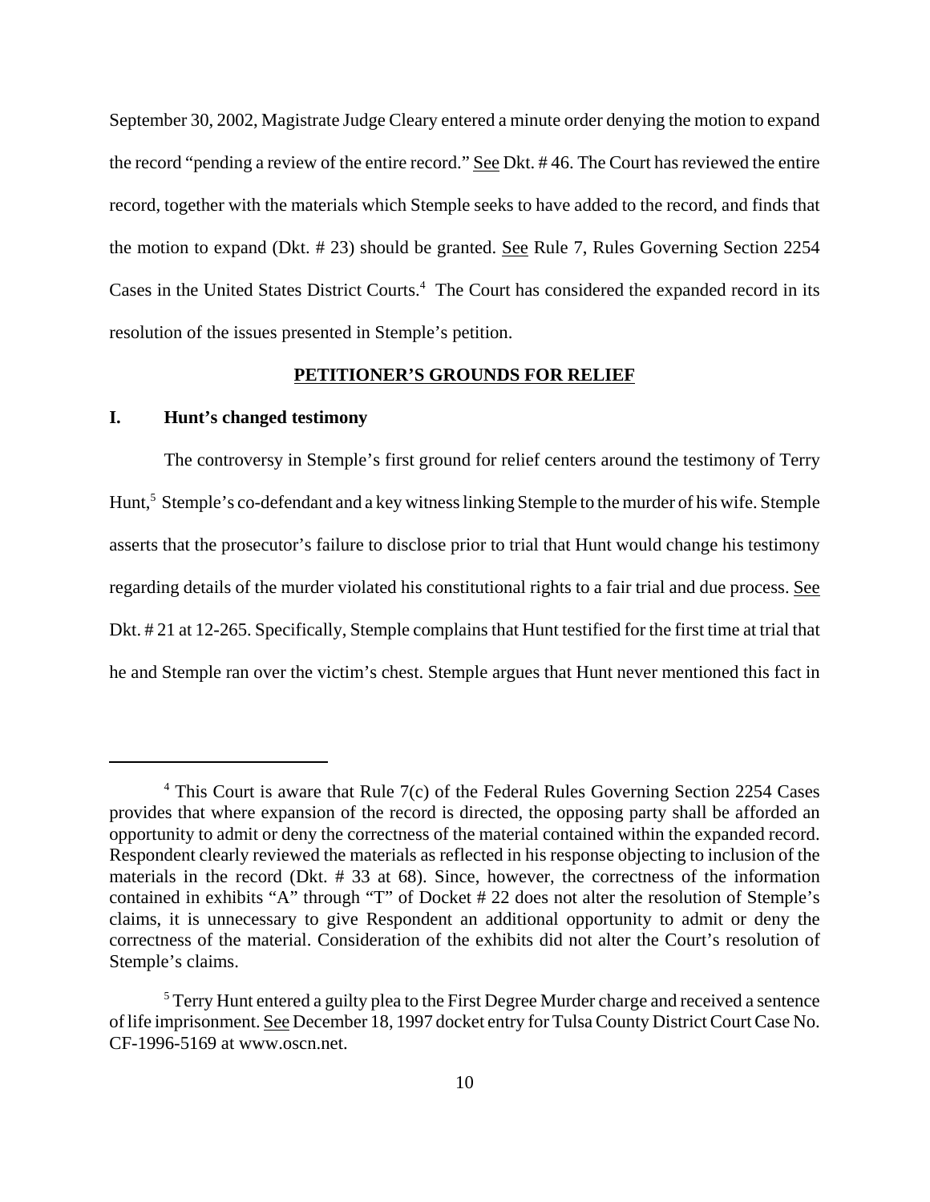September 30, 2002, Magistrate Judge Cleary entered a minute order denying the motion to expand the record "pending a review of the entire record." See Dkt. # 46. The Court has reviewed the entire record, together with the materials which Stemple seeks to have added to the record, and finds that the motion to expand (Dkt. # 23) should be granted. See Rule 7, Rules Governing Section 2254 Cases in the United States District Courts.[4] The Court has considered the expanded record in its resolution of the issues presented in Stemple's petition.

## PETITIONER'S GROUNDS FOR RELIEF

### I. Hunt's changed testimony

The controversy in Stemple's first ground for relief centers around the testimony of Terry Hunt,[5] Stemple's co-defendant and a key witness linking Stemple to the murder of his wife. Stemple asserts that the prosecutor's failure to disclose prior to trial that Hunt would change his testimony regarding details of the murder violated his constitutional rights to a fair trial and due process. See Dkt. # 21 at 12-265. Specifically, Stemple complains that Hunt testified for the first time at trial that he and Stemple ran over the victim's chest. Stemple argues that Hunt never mentioned this fact in

---

[4] This Court is aware that Rule 7(c) of the Federal Rules Governing Section 2254 Cases provides that where expansion of the record is directed, the opposing party shall be afforded an opportunity to admit or deny the correctness of the material contained within the expanded record. Respondent clearly reviewed the materials as reflected in his response objecting to inclusion of the materials in the record (Dkt. # 33 at 68). Since, however, the correctness of the information contained in exhibits "A" through "T" of Docket # 22 does not alter the resolution of Stemple's claims, it is unnecessary to give Respondent an additional opportunity to admit or deny the correctness of the material. Consideration of the exhibits did not alter the Court's resolution of Stemple's claims.

[5] Terry Hunt entered a guilty plea to the First Degree Murder charge and received a sentence of life imprisonment. See December 18, 1997 docket entry for Tulsa County District Court Case No. CF-1996-5169 at www.oscn.net.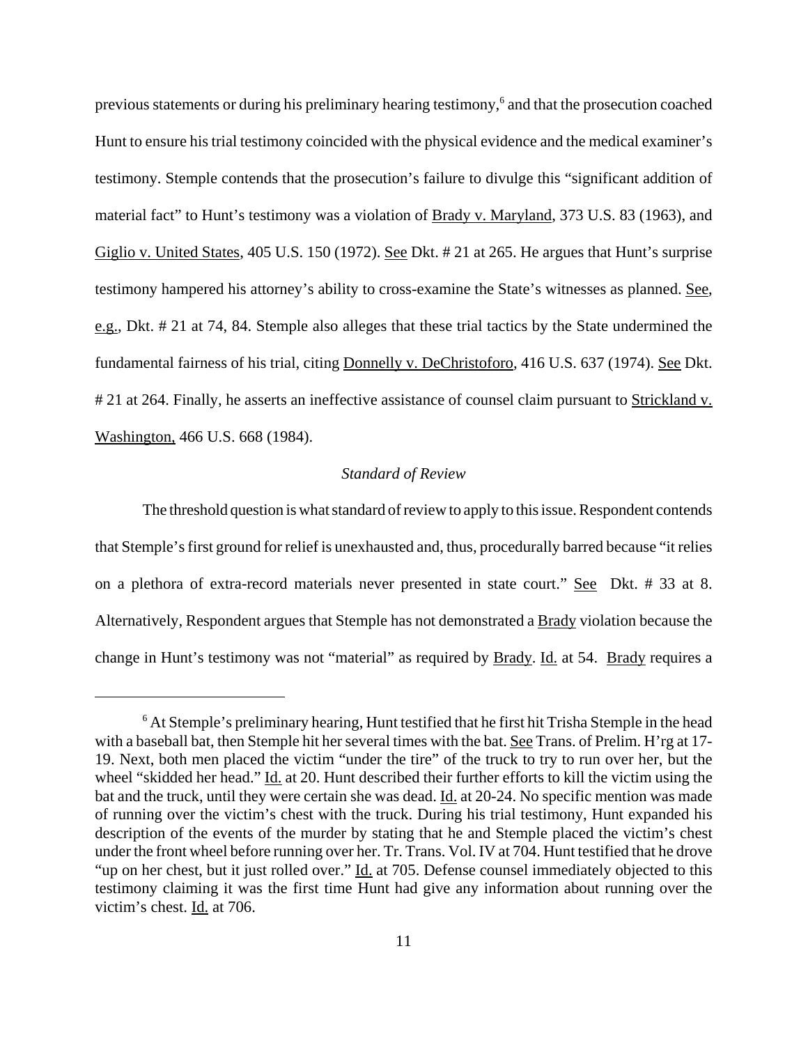previous statements or during his preliminary hearing testimony,[6] and that the prosecution coached Hunt to ensure his trial testimony coincided with the physical evidence and the medical examiner's testimony. Stemple contends that the prosecution's failure to divulge this "significant addition of material fact" to Hunt's testimony was a violation of Brady v. Maryland, 373 U.S. 83 (1963), and Giglio v. United States, 405 U.S. 150 (1972). See Dkt. # 21 at 265. He argues that Hunt's surprise testimony hampered his attorney's ability to cross-examine the State's witnesses as planned. See, e.g., Dkt. # 21 at 74, 84. Stemple also alleges that these trial tactics by the State undermined the fundamental fairness of his trial, citing Donnelly v. DeChristoforo, 416 U.S. 637 (1974). See Dkt. # 21 at 264. Finally, he asserts an ineffective assistance of counsel claim pursuant to Strickland v. Washington, 466 U.S. 668 (1984).

*Standard of Review*

The threshold question is what standard of review to apply to this issue. Respondent contends that Stemple's first ground for relief is unexhausted and, thus, procedurally barred because "it relies on a plethora of extra-record materials never presented in state court." See Dkt. # 33 at 8. Alternatively, Respondent argues that Stemple has not demonstrated a Brady violation because the change in Hunt's testimony was not "material" as required by Brady. Id. at 54. Brady requires a

---

[6] At Stemple's preliminary hearing, Hunt testified that he first hit Trisha Stemple in the head with a baseball bat, then Stemple hit her several times with the bat. See Trans. of Prelim. H'rg at 17-19. Next, both men placed the victim "under the tire" of the truck to try to run over her, but the wheel "skidded her head." Id. at 20. Hunt described their further efforts to kill the victim using the bat and the truck, until they were certain she was dead. Id. at 20-24. No specific mention was made of running over the victim's chest with the truck. During his trial testimony, Hunt expanded his description of the events of the murder by stating that he and Stemple placed the victim's chest under the front wheel before running over her. Tr. Trans. Vol. IV at 704. Hunt testified that he drove "up on her chest, but it just rolled over." Id. at 705. Defense counsel immediately objected to this testimony claiming it was the first time Hunt had give any information about running over the victim's chest. Id. at 706.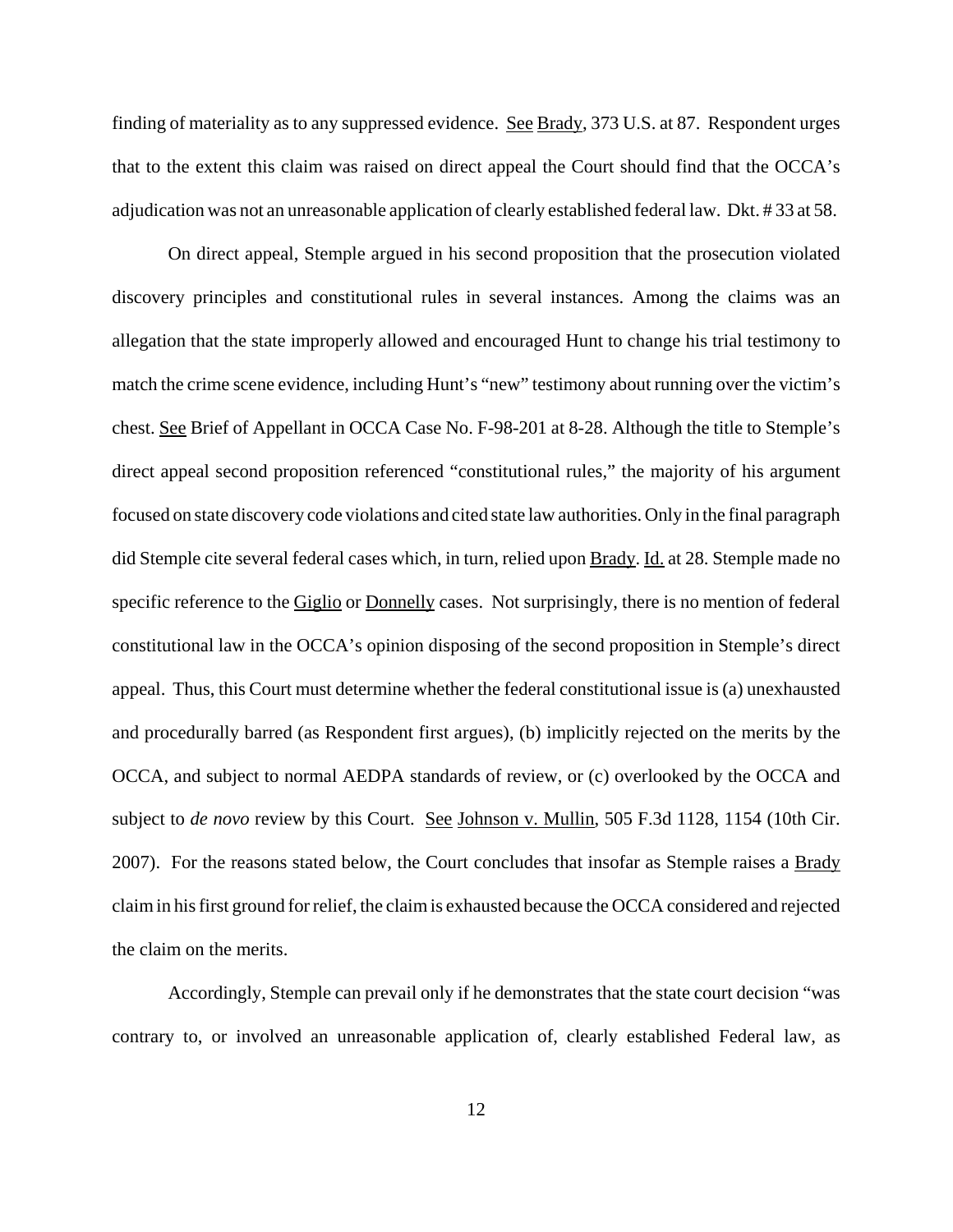finding of materiality as to any suppressed evidence. See Brady, 373 U.S. at 87. Respondent urges that to the extent this claim was raised on direct appeal the Court should find that the OCCA's adjudication was not an unreasonable application of clearly established federal law. Dkt. # 33 at 58.

On direct appeal, Stemple argued in his second proposition that the prosecution violated discovery principles and constitutional rules in several instances. Among the claims was an allegation that the state improperly allowed and encouraged Hunt to change his trial testimony to match the crime scene evidence, including Hunt's "new" testimony about running over the victim's chest. See Brief of Appellant in OCCA Case No. F-98-201 at 8-28. Although the title to Stemple's direct appeal second proposition referenced "constitutional rules," the majority of his argument focused on state discovery code violations and cited state law authorities. Only in the final paragraph did Stemple cite several federal cases which, in turn, relied upon Brady. Id. at 28. Stemple made no specific reference to the Giglio or Donnelly cases. Not surprisingly, there is no mention of federal constitutional law in the OCCA's opinion disposing of the second proposition in Stemple's direct appeal. Thus, this Court must determine whether the federal constitutional issue is (a) unexhausted and procedurally barred (as Respondent first argues), (b) implicitly rejected on the merits by the OCCA, and subject to normal AEDPA standards of review, or (c) overlooked by the OCCA and subject to *de novo* review by this Court. See Johnson v. Mullin, 505 F.3d 1128, 1154 (10th Cir. 2007). For the reasons stated below, the Court concludes that insofar as Stemple raises a Brady claim in his first ground for relief, the claim is exhausted because the OCCA considered and rejected the claim on the merits.

Accordingly, Stemple can prevail only if he demonstrates that the state court decision "was contrary to, or involved an unreasonable application of, clearly established Federal law, as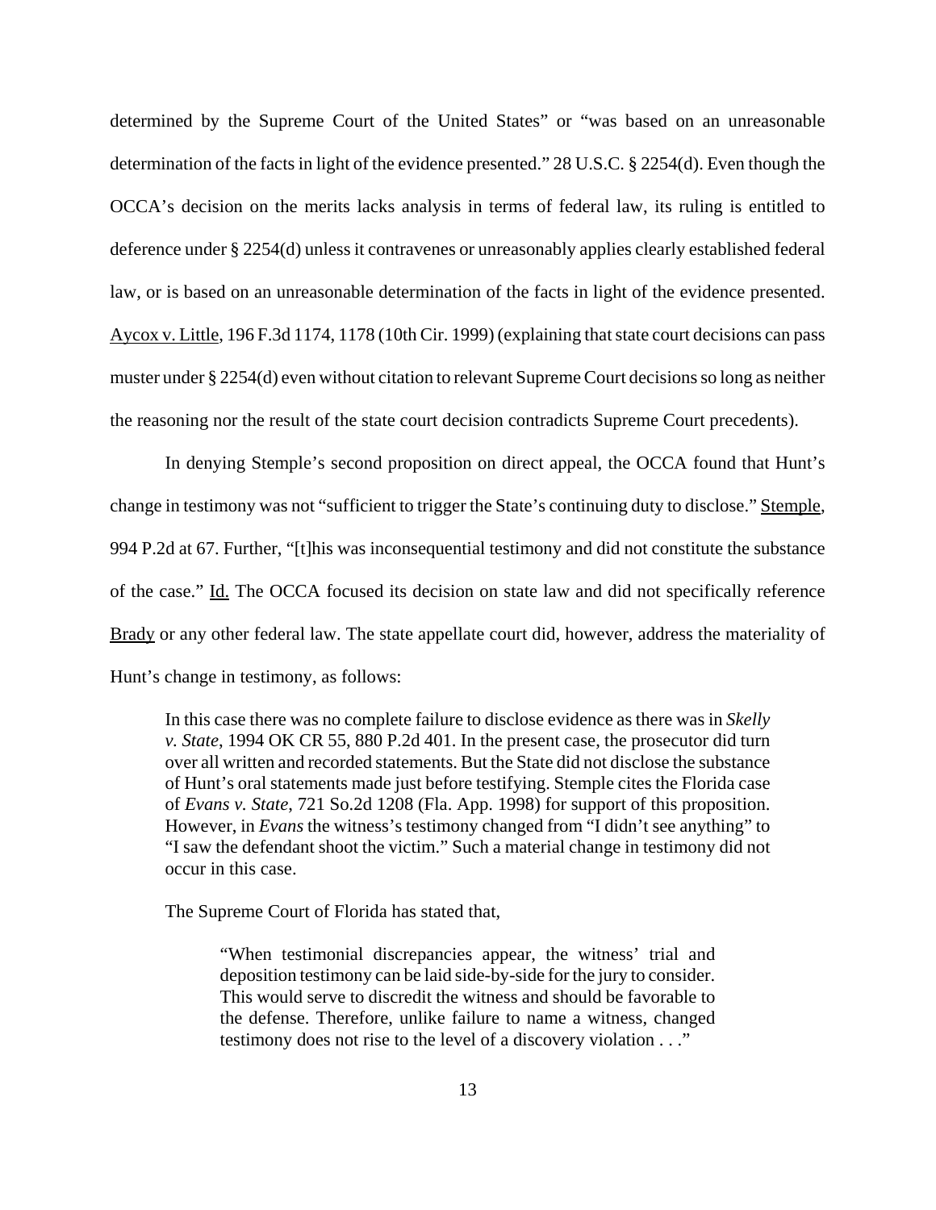determined by the Supreme Court of the United States" or "was based on an unreasonable determination of the facts in light of the evidence presented." 28 U.S.C. § 2254(d). Even though the OCCA's decision on the merits lacks analysis in terms of federal law, its ruling is entitled to deference under § 2254(d) unless it contravenes or unreasonably applies clearly established federal law, or is based on an unreasonable determination of the facts in light of the evidence presented. Aycox v. Little, 196 F.3d 1174, 1178 (10th Cir. 1999) (explaining that state court decisions can pass muster under § 2254(d) even without citation to relevant Supreme Court decisions so long as neither the reasoning nor the result of the state court decision contradicts Supreme Court precedents).

In denying Stemple's second proposition on direct appeal, the OCCA found that Hunt's change in testimony was not "sufficient to trigger the State's continuing duty to disclose." Stemple, 994 P.2d at 67. Further, "[t]his was inconsequential testimony and did not constitute the substance of the case." Id. The OCCA focused its decision on state law and did not specifically reference Brady or any other federal law. The state appellate court did, however, address the materiality of Hunt's change in testimony, as follows:

> In this case there was no complete failure to disclose evidence as there was in *Skelly v. State*, 1994 OK CR 55, 880 P.2d 401. In the present case, the prosecutor did turn over all written and recorded statements. But the State did not disclose the substance of Hunt's oral statements made just before testifying. Stemple cites the Florida case of *Evans v. State*, 721 So.2d 1208 (Fla. App. 1998) for support of this proposition. However, in *Evans* the witness's testimony changed from "I didn't see anything" to "I saw the defendant shoot the victim." Such a material change in testimony did not occur in this case.
>
> The Supreme Court of Florida has stated that,
>
> > "When testimonial discrepancies appear, the witness' trial and deposition testimony can be laid side-by-side for the jury to consider. This would serve to discredit the witness and should be favorable to the defense. Therefore, unlike failure to name a witness, changed testimony does not rise to the level of a discovery violation . . ."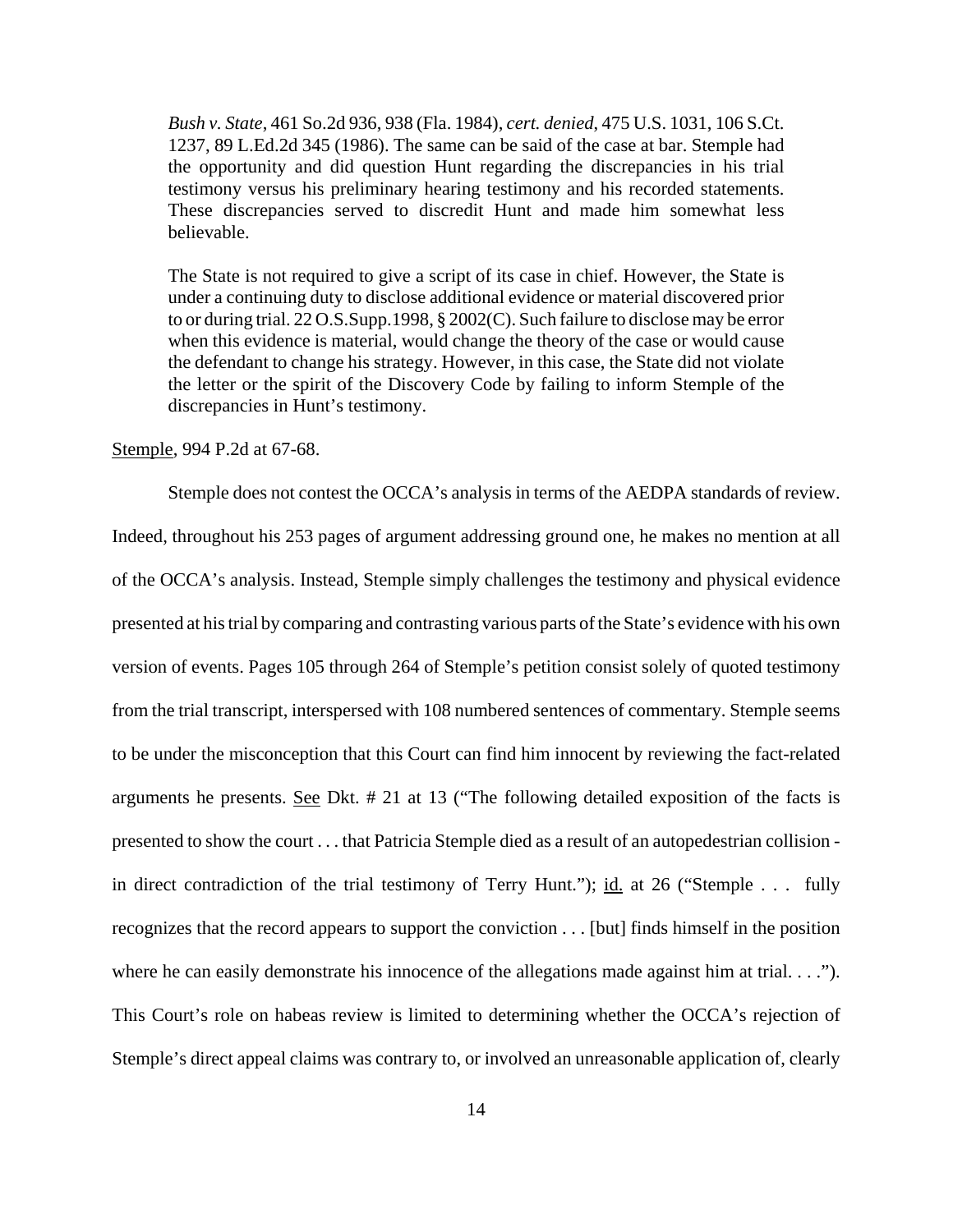> *Bush v. State*, 461 So.2d 936, 938 (Fla. 1984), *cert. denied*, 475 U.S. 1031, 106 S.Ct. 1237, 89 L.Ed.2d 345 (1986). The same can be said of the case at bar. Stemple had the opportunity and did question Hunt regarding the discrepancies in his trial testimony versus his preliminary hearing testimony and his recorded statements. These discrepancies served to discredit Hunt and made him somewhat less believable.
>
> The State is not required to give a script of its case in chief. However, the State is under a continuing duty to disclose additional evidence or material discovered prior to or during trial. 22 O.S.Supp.1998, § 2002(C). Such failure to disclose may be error when this evidence is material, would change the theory of the case or would cause the defendant to change his strategy. However, in this case, the State did not violate the letter or the spirit of the Discovery Code by failing to inform Stemple of the discrepancies in Hunt's testimony.

Stemple, 994 P.2d at 67-68.

Stemple does not contest the OCCA's analysis in terms of the AEDPA standards of review. Indeed, throughout his 253 pages of argument addressing ground one, he makes no mention at all of the OCCA's analysis. Instead, Stemple simply challenges the testimony and physical evidence presented at his trial by comparing and contrasting various parts of the State's evidence with his own version of events. Pages 105 through 264 of Stemple's petition consist solely of quoted testimony from the trial transcript, interspersed with 108 numbered sentences of commentary. Stemple seems to be under the misconception that this Court can find him innocent by reviewing the fact-related arguments he presents. See Dkt. # 21 at 13 ("The following detailed exposition of the facts is presented to show the court . . . that Patricia Stemple died as a result of an autopedestrian collision - in direct contradiction of the trial testimony of Terry Hunt."); id. at 26 ("Stemple . . . fully recognizes that the record appears to support the conviction . . . [but] finds himself in the position where he can easily demonstrate his innocence of the allegations made against him at trial. . . ."). This Court's role on habeas review is limited to determining whether the OCCA's rejection of Stemple's direct appeal claims was contrary to, or involved an unreasonable application of, clearly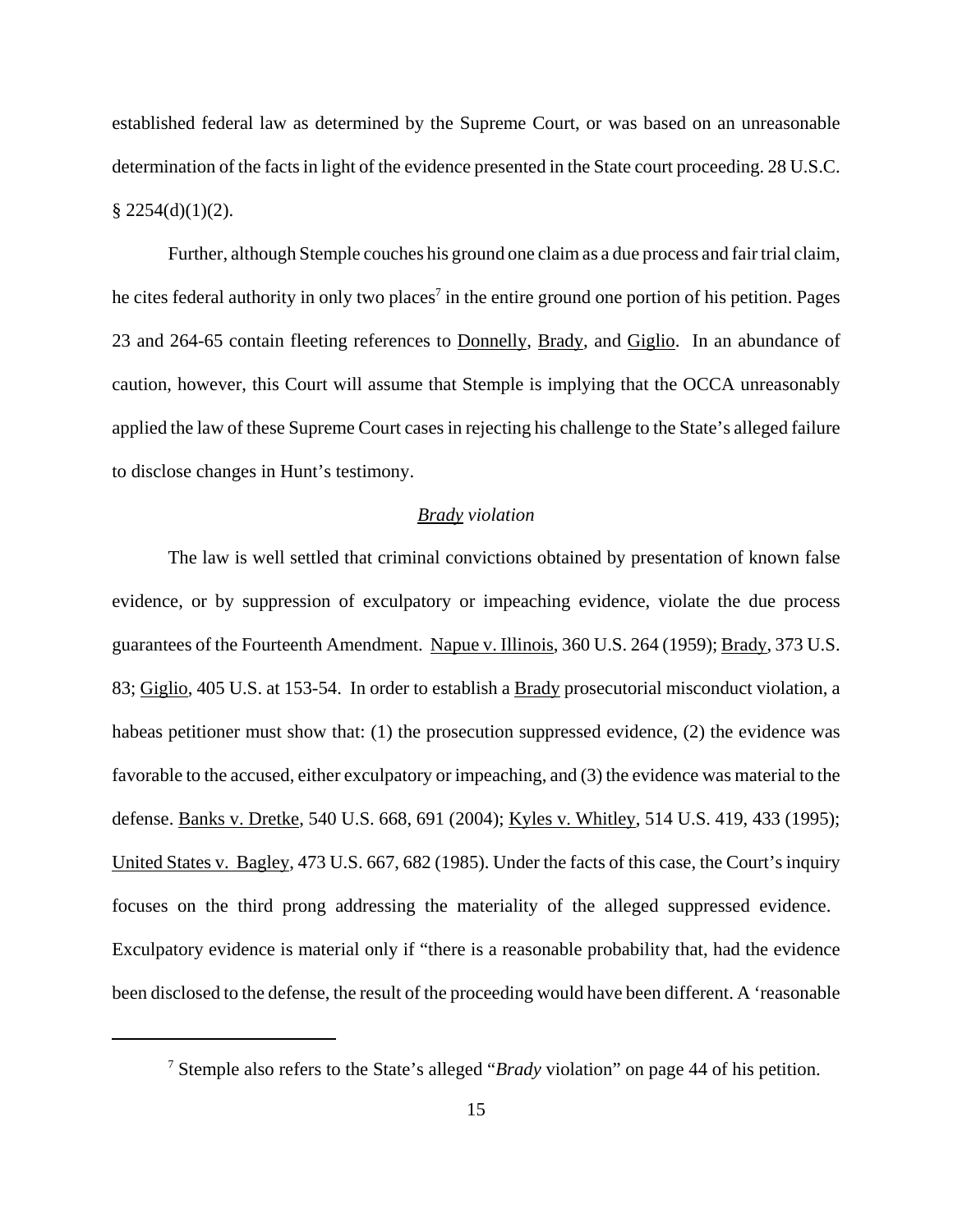established federal law as determined by the Supreme Court, or was based on an unreasonable determination of the facts in light of the evidence presented in the State court proceeding. 28 U.S.C. § 2254(d)(1)(2).

Further, although Stemple couches his ground one claim as a due process and fair trial claim, he cites federal authority in only two places[7] in the entire ground one portion of his petition. Pages 23 and 264-65 contain fleeting references to Donnelly, Brady, and Giglio. In an abundance of caution, however, this Court will assume that Stemple is implying that the OCCA unreasonably applied the law of these Supreme Court cases in rejecting his challenge to the State's alleged failure to disclose changes in Hunt's testimony.

*Brady violation*

The law is well settled that criminal convictions obtained by presentation of known false evidence, or by suppression of exculpatory or impeaching evidence, violate the due process guarantees of the Fourteenth Amendment. Napue v. Illinois, 360 U.S. 264 (1959); Brady, 373 U.S. 83; Giglio, 405 U.S. at 153-54. In order to establish a Brady prosecutorial misconduct violation, a habeas petitioner must show that: (1) the prosecution suppressed evidence, (2) the evidence was favorable to the accused, either exculpatory or impeaching, and (3) the evidence was material to the defense. Banks v. Dretke, 540 U.S. 668, 691 (2004); Kyles v. Whitley, 514 U.S. 419, 433 (1995); United States v. Bagley, 473 U.S. 667, 682 (1985). Under the facts of this case, the Court's inquiry focuses on the third prong addressing the materiality of the alleged suppressed evidence. Exculpatory evidence is material only if "there is a reasonable probability that, had the evidence been disclosed to the defense, the result of the proceeding would have been different. A 'reasonable

[7] Stemple also refers to the State's alleged "*Brady* violation" on page 44 of his petition.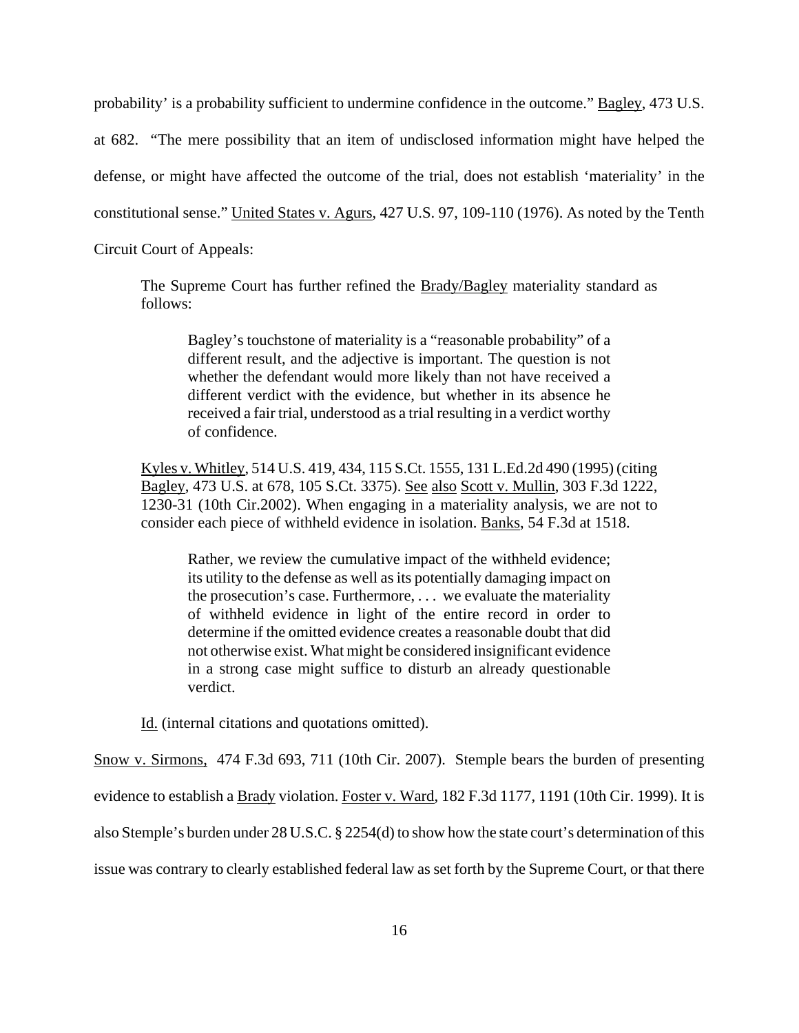probability' is a probability sufficient to undermine confidence in the outcome." Bagley, 473 U.S. at 682. "The mere possibility that an item of undisclosed information might have helped the defense, or might have affected the outcome of the trial, does not establish 'materiality' in the constitutional sense." United States v. Agurs, 427 U.S. 97, 109-110 (1976). As noted by the Tenth Circuit Court of Appeals:

> The Supreme Court has further refined the Brady/Bagley materiality standard as follows:
>
> > Bagley's touchstone of materiality is a "reasonable probability" of a different result, and the adjective is important. The question is not whether the defendant would more likely than not have received a different verdict with the evidence, but whether in its absence he received a fair trial, understood as a trial resulting in a verdict worthy of confidence.
>
> Kyles v. Whitley, 514 U.S. 419, 434, 115 S.Ct. 1555, 131 L.Ed.2d 490 (1995) (citing Bagley, 473 U.S. at 678, 105 S.Ct. 3375). See also Scott v. Mullin, 303 F.3d 1222, 1230-31 (10th Cir.2002). When engaging in a materiality analysis, we are not to consider each piece of withheld evidence in isolation. Banks, 54 F.3d at 1518.
>
> > Rather, we review the cumulative impact of the withheld evidence; its utility to the defense as well as its potentially damaging impact on the prosecution's case. Furthermore, . . . we evaluate the materiality of withheld evidence in light of the entire record in order to determine if the omitted evidence creates a reasonable doubt that did not otherwise exist. What might be considered insignificant evidence in a strong case might suffice to disturb an already questionable verdict.
>
> Id. (internal citations and quotations omitted).

Snow v. Sirmons, 474 F.3d 693, 711 (10th Cir. 2007). Stemple bears the burden of presenting evidence to establish a Brady violation. Foster v. Ward, 182 F.3d 1177, 1191 (10th Cir. 1999). It is also Stemple's burden under 28 U.S.C. § 2254(d) to show how the state court's determination of this issue was contrary to clearly established federal law as set forth by the Supreme Court, or that there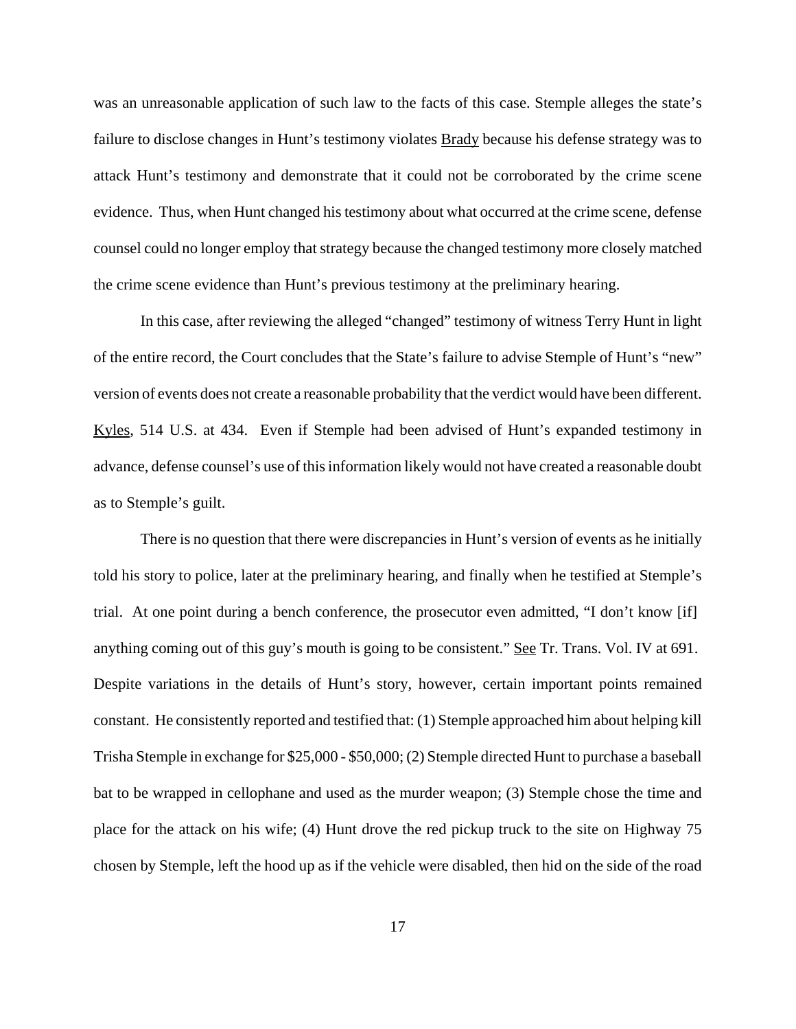was an unreasonable application of such law to the facts of this case. Stemple alleges the state's failure to disclose changes in Hunt's testimony violates Brady because his defense strategy was to attack Hunt's testimony and demonstrate that it could not be corroborated by the crime scene evidence. Thus, when Hunt changed his testimony about what occurred at the crime scene, defense counsel could no longer employ that strategy because the changed testimony more closely matched the crime scene evidence than Hunt's previous testimony at the preliminary hearing.

In this case, after reviewing the alleged "changed" testimony of witness Terry Hunt in light of the entire record, the Court concludes that the State's failure to advise Stemple of Hunt's "new" version of events does not create a reasonable probability that the verdict would have been different. Kyles, 514 U.S. at 434. Even if Stemple had been advised of Hunt's expanded testimony in advance, defense counsel's use of this information likely would not have created a reasonable doubt as to Stemple's guilt.

There is no question that there were discrepancies in Hunt's version of events as he initially told his story to police, later at the preliminary hearing, and finally when he testified at Stemple's trial. At one point during a bench conference, the prosecutor even admitted, "I don't know [if] anything coming out of this guy's mouth is going to be consistent." See Tr. Trans. Vol. IV at 691. Despite variations in the details of Hunt's story, however, certain important points remained constant. He consistently reported and testified that: (1) Stemple approached him about helping kill Trisha Stemple in exchange for $25,000 - $50,000; (2) Stemple directed Hunt to purchase a baseball bat to be wrapped in cellophane and used as the murder weapon; (3) Stemple chose the time and place for the attack on his wife; (4) Hunt drove the red pickup truck to the site on Highway 75 chosen by Stemple, left the hood up as if the vehicle were disabled, then hid on the side of the road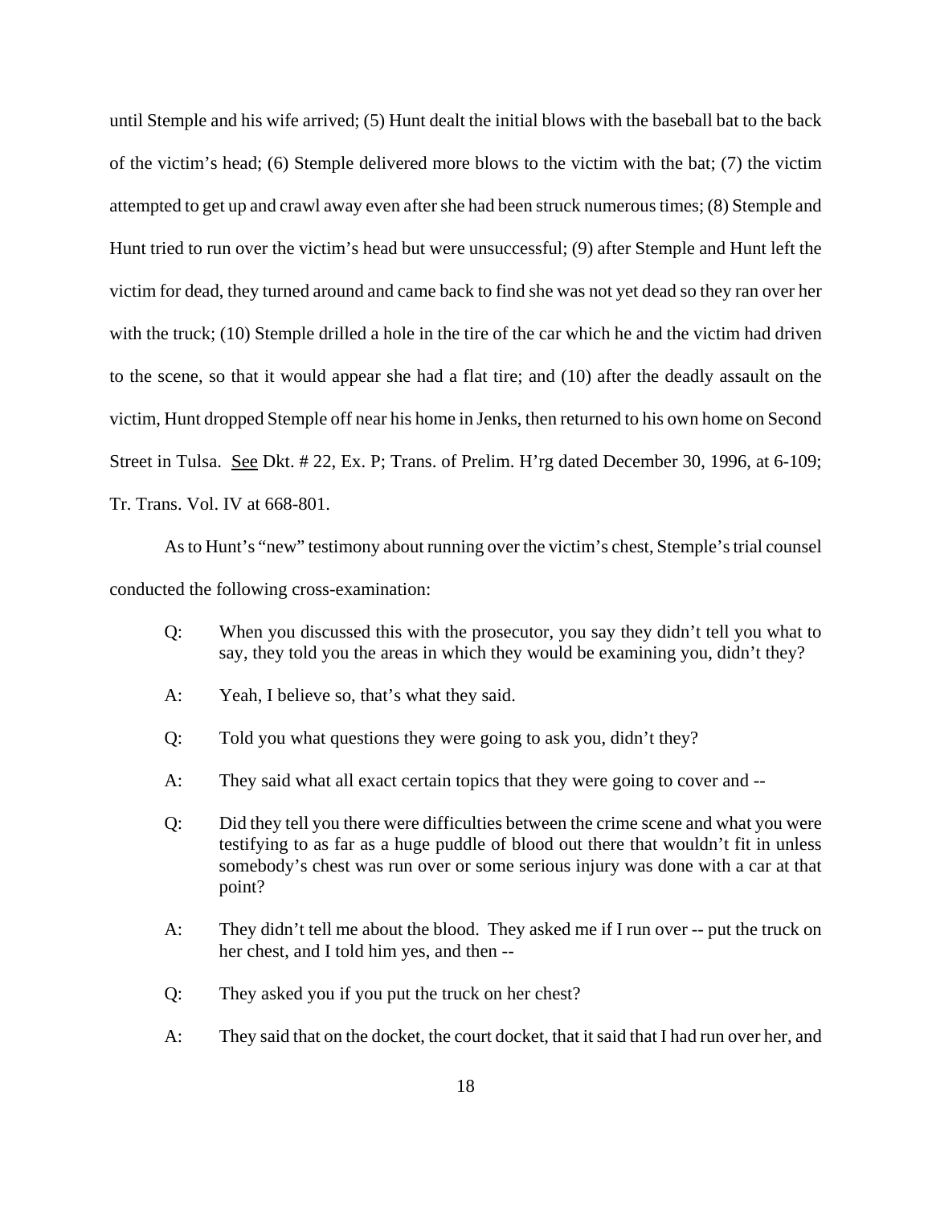until Stemple and his wife arrived; (5) Hunt dealt the initial blows with the baseball bat to the back of the victim's head; (6) Stemple delivered more blows to the victim with the bat; (7) the victim attempted to get up and crawl away even after she had been struck numerous times; (8) Stemple and Hunt tried to run over the victim's head but were unsuccessful; (9) after Stemple and Hunt left the victim for dead, they turned around and came back to find she was not yet dead so they ran over her with the truck; (10) Stemple drilled a hole in the tire of the car which he and the victim had driven to the scene, so that it would appear she had a flat tire; and (10) after the deadly assault on the victim, Hunt dropped Stemple off near his home in Jenks, then returned to his own home on Second Street in Tulsa. See Dkt. # 22, Ex. P; Trans. of Prelim. H'rg dated December 30, 1996, at 6-109; Tr. Trans. Vol. IV at 668-801.

As to Hunt's "new" testimony about running over the victim's chest, Stemple's trial counsel conducted the following cross-examination:

> Q: When you discussed this with the prosecutor, you say they didn't tell you what to say, they told you the areas in which they would be examining you, didn't they?
>
> A: Yeah, I believe so, that's what they said.
>
> Q: Told you what questions they were going to ask you, didn't they?
>
> A: They said what all exact certain topics that they were going to cover and --
>
> Q: Did they tell you there were difficulties between the crime scene and what you were testifying to as far as a huge puddle of blood out there that wouldn't fit in unless somebody's chest was run over or some serious injury was done with a car at that point?
>
> A: They didn't tell me about the blood. They asked me if I run over -- put the truck on her chest, and I told him yes, and then --
>
> Q: They asked you if you put the truck on her chest?
>
> A: They said that on the docket, the court docket, that it said that I had run over her, and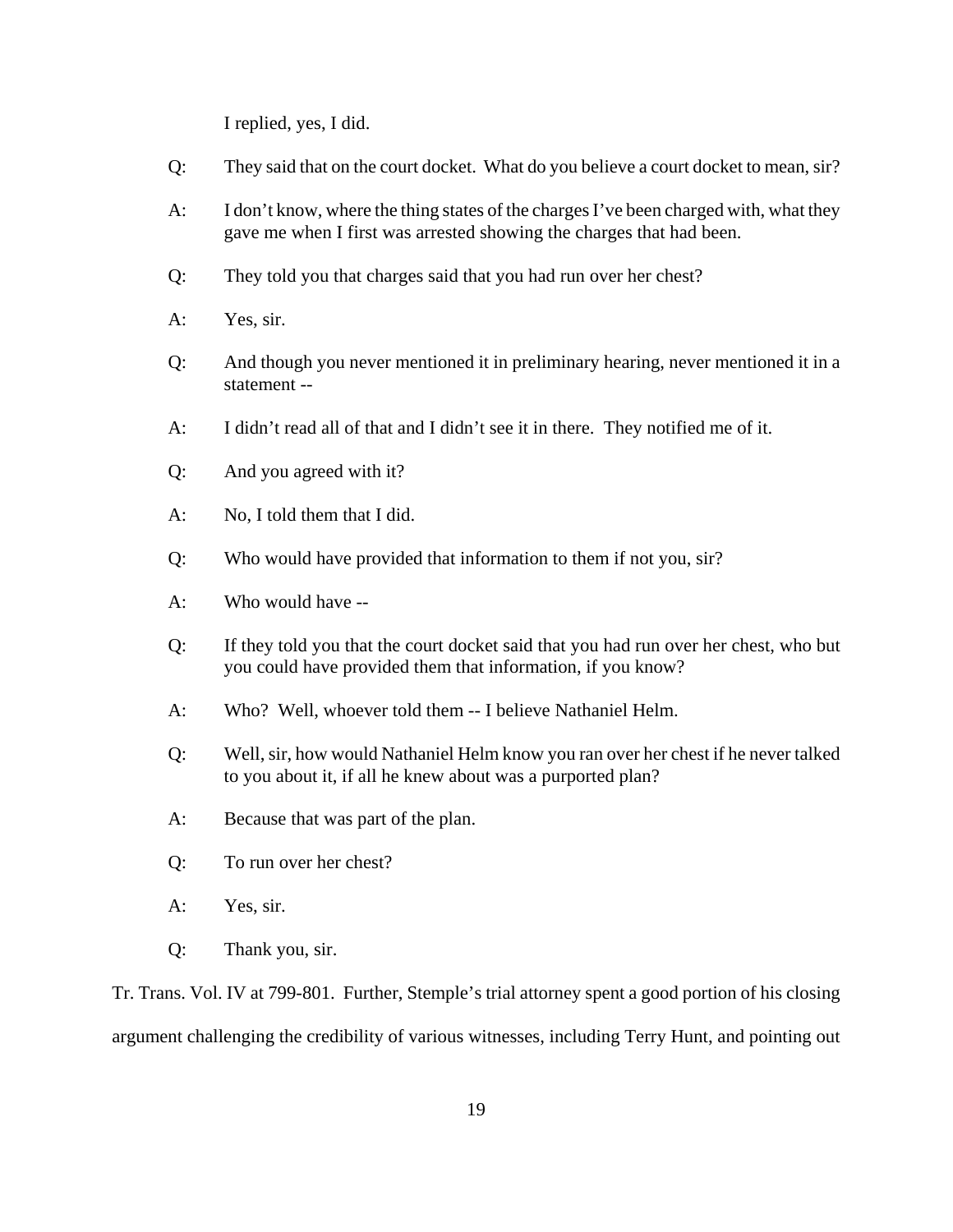I replied, yes, I did.

Q: They said that on the court docket. What do you believe a court docket to mean, sir?

A: I don't know, where the thing states of the charges I've been charged with, what they gave me when I first was arrested showing the charges that had been.

Q: They told you that charges said that you had run over her chest?

A: Yes, sir.

Q: And though you never mentioned it in preliminary hearing, never mentioned it in a statement --

A: I didn't read all of that and I didn't see it in there. They notified me of it.

Q: And you agreed with it?

A: No, I told them that I did.

Q: Who would have provided that information to them if not you, sir?

A: Who would have --

Q: If they told you that the court docket said that you had run over her chest, who but you could have provided them that information, if you know?

A: Who? Well, whoever told them -- I believe Nathaniel Helm.

Q: Well, sir, how would Nathaniel Helm know you ran over her chest if he never talked to you about it, if all he knew about was a purported plan?

A: Because that was part of the plan.

Q: To run over her chest?

A: Yes, sir.

Q: Thank you, sir.

Tr. Trans. Vol. IV at 799-801. Further, Stemple's trial attorney spent a good portion of his closing argument challenging the credibility of various witnesses, including Terry Hunt, and pointing out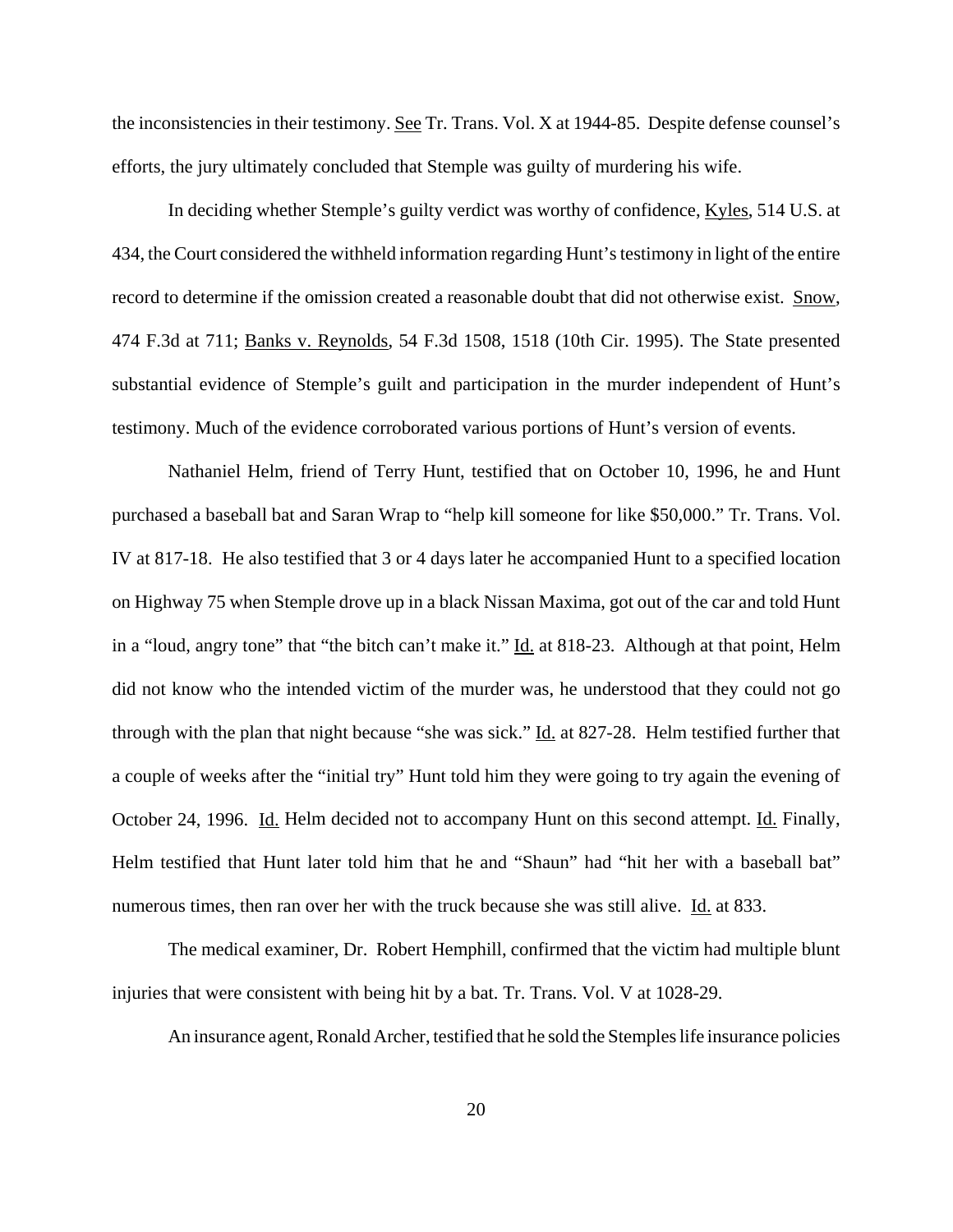the inconsistencies in their testimony. See Tr. Trans. Vol. X at 1944-85. Despite defense counsel's efforts, the jury ultimately concluded that Stemple was guilty of murdering his wife.

In deciding whether Stemple's guilty verdict was worthy of confidence, Kyles, 514 U.S. at 434, the Court considered the withheld information regarding Hunt's testimony in light of the entire record to determine if the omission created a reasonable doubt that did not otherwise exist. Snow, 474 F.3d at 711; Banks v. Reynolds, 54 F.3d 1508, 1518 (10th Cir. 1995). The State presented substantial evidence of Stemple's guilt and participation in the murder independent of Hunt's testimony. Much of the evidence corroborated various portions of Hunt's version of events.

Nathaniel Helm, friend of Terry Hunt, testified that on October 10, 1996, he and Hunt purchased a baseball bat and Saran Wrap to "help kill someone for like $50,000." Tr. Trans. Vol. IV at 817-18. He also testified that 3 or 4 days later he accompanied Hunt to a specified location on Highway 75 when Stemple drove up in a black Nissan Maxima, got out of the car and told Hunt in a "loud, angry tone" that "the bitch can't make it." Id. at 818-23. Although at that point, Helm did not know who the intended victim of the murder was, he understood that they could not go through with the plan that night because "she was sick." Id. at 827-28. Helm testified further that a couple of weeks after the "initial try" Hunt told him they were going to try again the evening of October 24, 1996. Id. Helm decided not to accompany Hunt on this second attempt. Id. Finally, Helm testified that Hunt later told him that he and "Shaun" had "hit her with a baseball bat" numerous times, then ran over her with the truck because she was still alive. Id. at 833.

The medical examiner, Dr. Robert Hemphill, confirmed that the victim had multiple blunt injuries that were consistent with being hit by a bat. Tr. Trans. Vol. V at 1028-29.

An insurance agent, Ronald Archer, testified that he sold the Stemples life insurance policies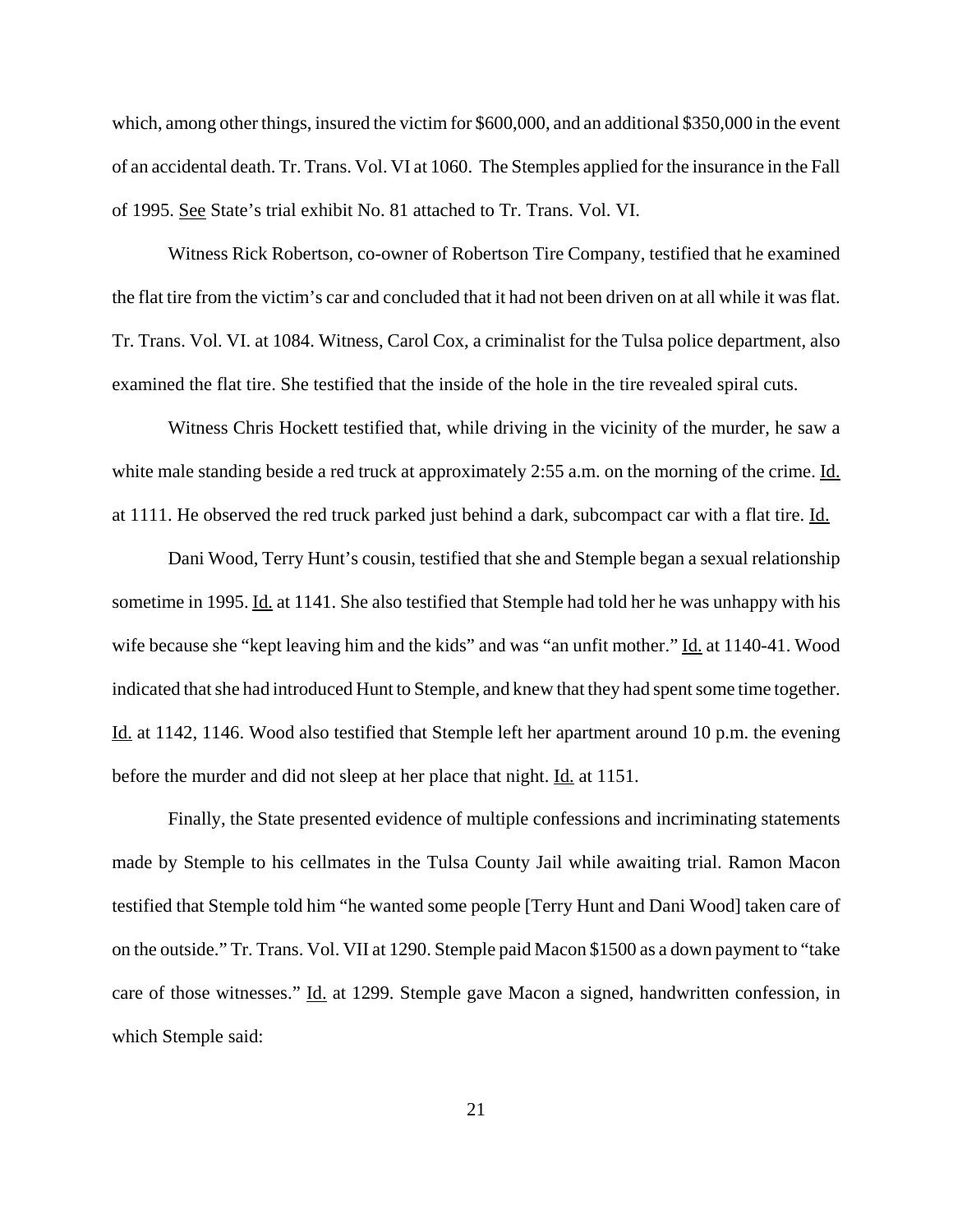which, among other things, insured the victim for $600,000, and an additional $350,000 in the event of an accidental death. Tr. Trans. Vol. VI at 1060. The Stemples applied for the insurance in the Fall of 1995. See State's trial exhibit No. 81 attached to Tr. Trans. Vol. VI.

Witness Rick Robertson, co-owner of Robertson Tire Company, testified that he examined the flat tire from the victim's car and concluded that it had not been driven on at all while it was flat. Tr. Trans. Vol. VI. at 1084. Witness, Carol Cox, a criminalist for the Tulsa police department, also examined the flat tire. She testified that the inside of the hole in the tire revealed spiral cuts.

Witness Chris Hockett testified that, while driving in the vicinity of the murder, he saw a white male standing beside a red truck at approximately 2:55 a.m. on the morning of the crime. Id. at 1111. He observed the red truck parked just behind a dark, subcompact car with a flat tire. Id.

Dani Wood, Terry Hunt's cousin, testified that she and Stemple began a sexual relationship sometime in 1995. Id. at 1141. She also testified that Stemple had told her he was unhappy with his wife because she "kept leaving him and the kids" and was "an unfit mother." Id. at 1140-41. Wood indicated that she had introduced Hunt to Stemple, and knew that they had spent some time together. Id. at 1142, 1146. Wood also testified that Stemple left her apartment around 10 p.m. the evening before the murder and did not sleep at her place that night. Id. at 1151.

Finally, the State presented evidence of multiple confessions and incriminating statements made by Stemple to his cellmates in the Tulsa County Jail while awaiting trial. Ramon Macon testified that Stemple told him "he wanted some people [Terry Hunt and Dani Wood] taken care of on the outside." Tr. Trans. Vol. VII at 1290. Stemple paid Macon $1500 as a down payment to "take care of those witnesses." Id. at 1299. Stemple gave Macon a signed, handwritten confession, in which Stemple said: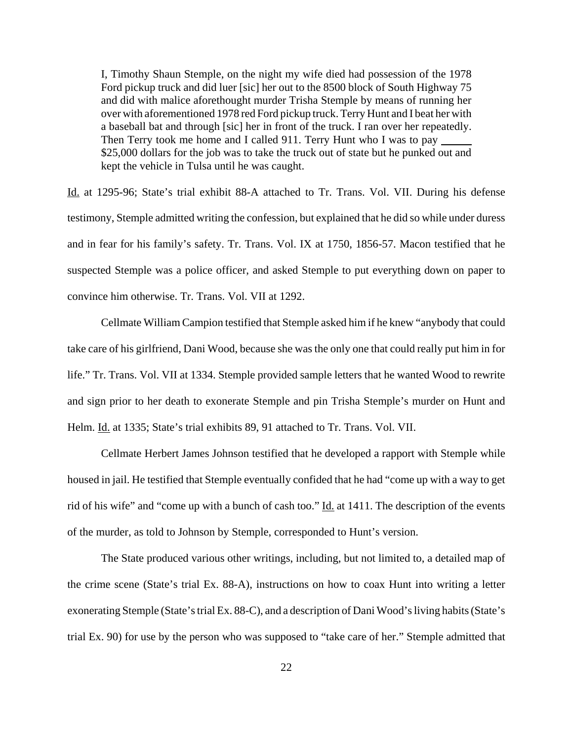> I, Timothy Shaun Stemple, on the night my wife died had possession of the 1978 Ford pickup truck and did luer [sic] her out to the 8500 block of South Highway 75 and did with malice aforethought murder Trisha Stemple by means of running her over with aforementioned 1978 red Ford pickup truck. Terry Hunt and I beat her with a baseball bat and through [sic] her in front of the truck. I ran over her repeatedly. Then Terry took me home and I called 911. Terry Hunt who I was to pay ______ $25,000 dollars for the job was to take the truck out of state but he punked out and kept the vehicle in Tulsa until he was caught.

Id. at 1295-96; State's trial exhibit 88-A attached to Tr. Trans. Vol. VII. During his defense testimony, Stemple admitted writing the confession, but explained that he did so while under duress and in fear for his family's safety. Tr. Trans. Vol. IX at 1750, 1856-57. Macon testified that he suspected Stemple was a police officer, and asked Stemple to put everything down on paper to convince him otherwise. Tr. Trans. Vol. VII at 1292.

Cellmate William Campion testified that Stemple asked him if he knew "anybody that could take care of his girlfriend, Dani Wood, because she was the only one that could really put him in for life." Tr. Trans. Vol. VII at 1334. Stemple provided sample letters that he wanted Wood to rewrite and sign prior to her death to exonerate Stemple and pin Trisha Stemple's murder on Hunt and Helm. Id. at 1335; State's trial exhibits 89, 91 attached to Tr. Trans. Vol. VII.

Cellmate Herbert James Johnson testified that he developed a rapport with Stemple while housed in jail. He testified that Stemple eventually confided that he had "come up with a way to get rid of his wife" and "come up with a bunch of cash too." Id. at 1411. The description of the events of the murder, as told to Johnson by Stemple, corresponded to Hunt's version.

The State produced various other writings, including, but not limited to, a detailed map of the crime scene (State's trial Ex. 88-A), instructions on how to coax Hunt into writing a letter exonerating Stemple (State's trial Ex. 88-C), and a description of Dani Wood's living habits (State's trial Ex. 90) for use by the person who was supposed to "take care of her." Stemple admitted that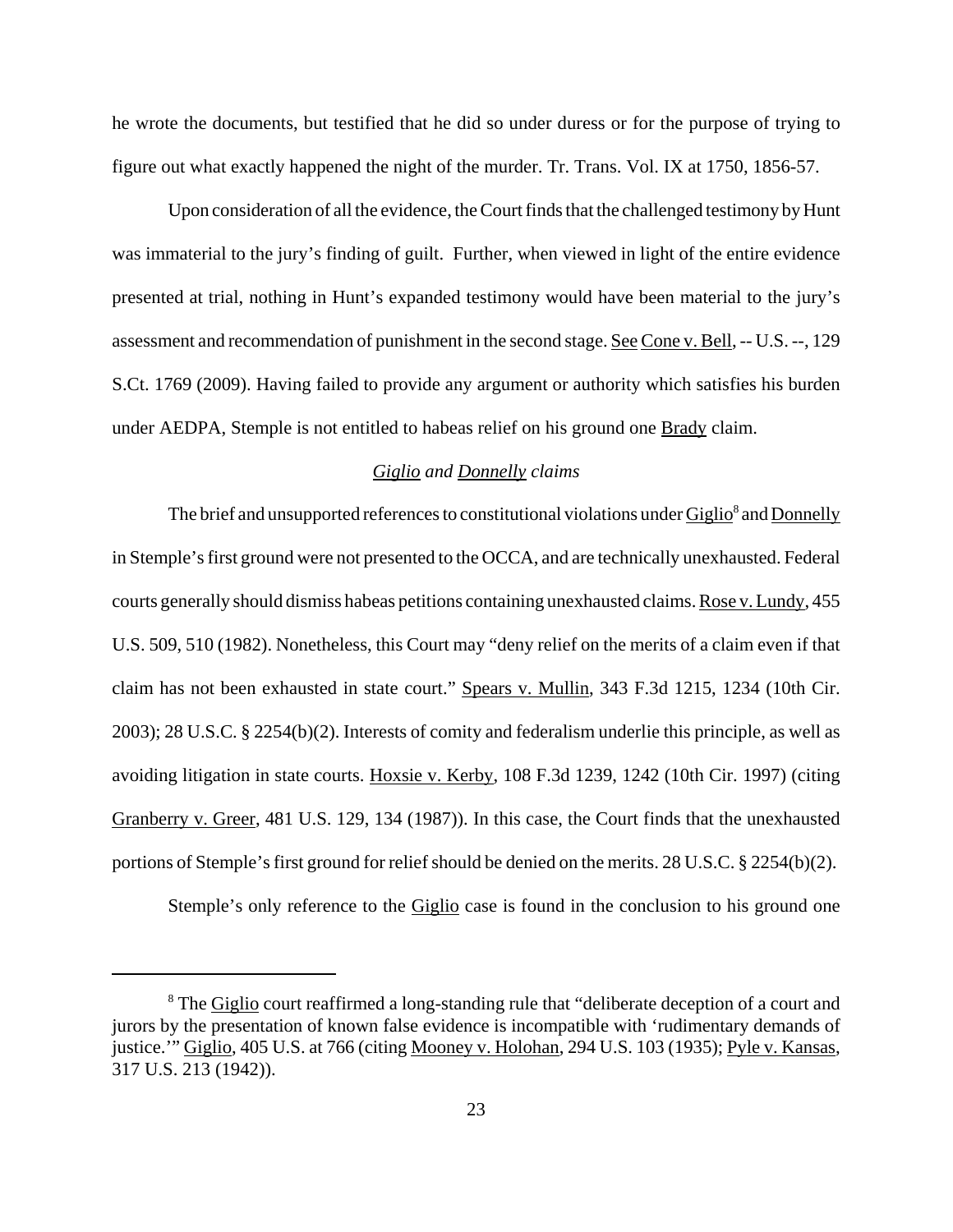he wrote the documents, but testified that he did so under duress or for the purpose of trying to figure out what exactly happened the night of the murder. Tr. Trans. Vol. IX at 1750, 1856-57.

Upon consideration of all the evidence, the Court finds that the challenged testimony by Hunt was immaterial to the jury's finding of guilt. Further, when viewed in light of the entire evidence presented at trial, nothing in Hunt's expanded testimony would have been material to the jury's assessment and recommendation of punishment in the second stage. See Cone v. Bell, -- U.S. --, 129 S.Ct. 1769 (2009). Having failed to provide any argument or authority which satisfies his burden under AEDPA, Stemple is not entitled to habeas relief on his ground one Brady claim.

*Giglio and Donnelly claims*

The brief and unsupported references to constitutional violations under Giglio[8] and Donnelly in Stemple's first ground were not presented to the OCCA, and are technically unexhausted. Federal courts generally should dismiss habeas petitions containing unexhausted claims. Rose v. Lundy, 455 U.S. 509, 510 (1982). Nonetheless, this Court may "deny relief on the merits of a claim even if that claim has not been exhausted in state court." Spears v. Mullin, 343 F.3d 1215, 1234 (10th Cir. 2003); 28 U.S.C. § 2254(b)(2). Interests of comity and federalism underlie this principle, as well as avoiding litigation in state courts. Hoxsie v. Kerby, 108 F.3d 1239, 1242 (10th Cir. 1997) (citing Granberry v. Greer, 481 U.S. 129, 134 (1987)). In this case, the Court finds that the unexhausted portions of Stemple's first ground for relief should be denied on the merits. 28 U.S.C. § 2254(b)(2).

Stemple's only reference to the Giglio case is found in the conclusion to his ground one

[8] The Giglio court reaffirmed a long-standing rule that "deliberate deception of a court and jurors by the presentation of known false evidence is incompatible with 'rudimentary demands of justice.'" Giglio, 405 U.S. at 766 (citing Mooney v. Holohan, 294 U.S. 103 (1935); Pyle v. Kansas, 317 U.S. 213 (1942)).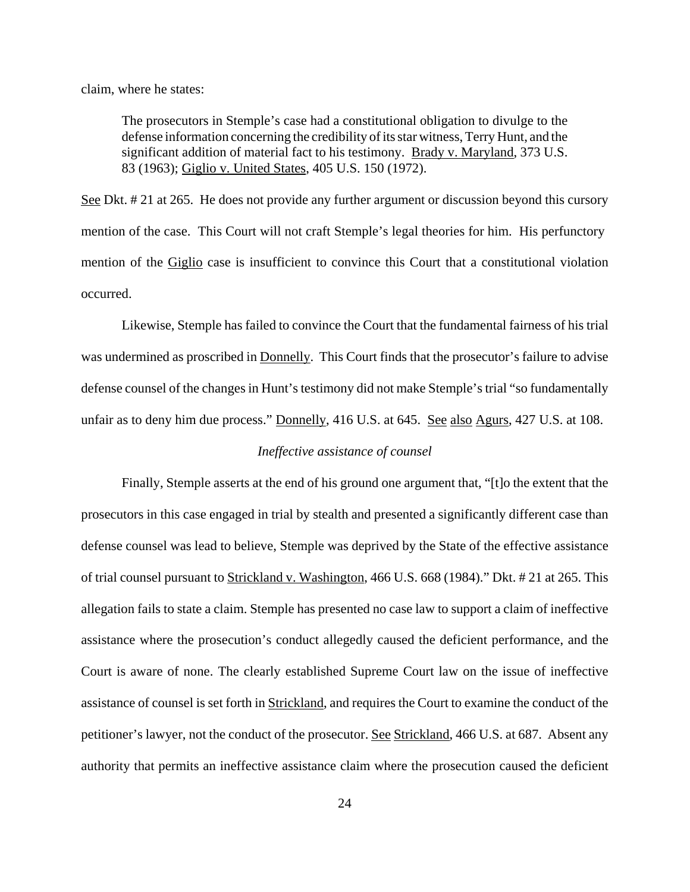claim, where he states:

> The prosecutors in Stemple's case had a constitutional obligation to divulge to the defense information concerning the credibility of its star witness, Terry Hunt, and the significant addition of material fact to his testimony. Brady v. Maryland, 373 U.S. 83 (1963); Giglio v. United States, 405 U.S. 150 (1972).

See Dkt. # 21 at 265. He does not provide any further argument or discussion beyond this cursory mention of the case. This Court will not craft Stemple's legal theories for him. His perfunctory mention of the Giglio case is insufficient to convince this Court that a constitutional violation occurred.

Likewise, Stemple has failed to convince the Court that the fundamental fairness of his trial was undermined as proscribed in Donnelly. This Court finds that the prosecutor's failure to advise defense counsel of the changes in Hunt's testimony did not make Stemple's trial "so fundamentally unfair as to deny him due process." Donnelly, 416 U.S. at 645. See also Agurs, 427 U.S. at 108.

*Ineffective assistance of counsel*

Finally, Stemple asserts at the end of his ground one argument that, "[t]o the extent that the prosecutors in this case engaged in trial by stealth and presented a significantly different case than defense counsel was lead to believe, Stemple was deprived by the State of the effective assistance of trial counsel pursuant to Strickland v. Washington, 466 U.S. 668 (1984)." Dkt. # 21 at 265. This allegation fails to state a claim. Stemple has presented no case law to support a claim of ineffective assistance where the prosecution's conduct allegedly caused the deficient performance, and the Court is aware of none. The clearly established Supreme Court law on the issue of ineffective assistance of counsel is set forth in Strickland, and requires the Court to examine the conduct of the petitioner's lawyer, not the conduct of the prosecutor. See Strickland, 466 U.S. at 687. Absent any authority that permits an ineffective assistance claim where the prosecution caused the deficient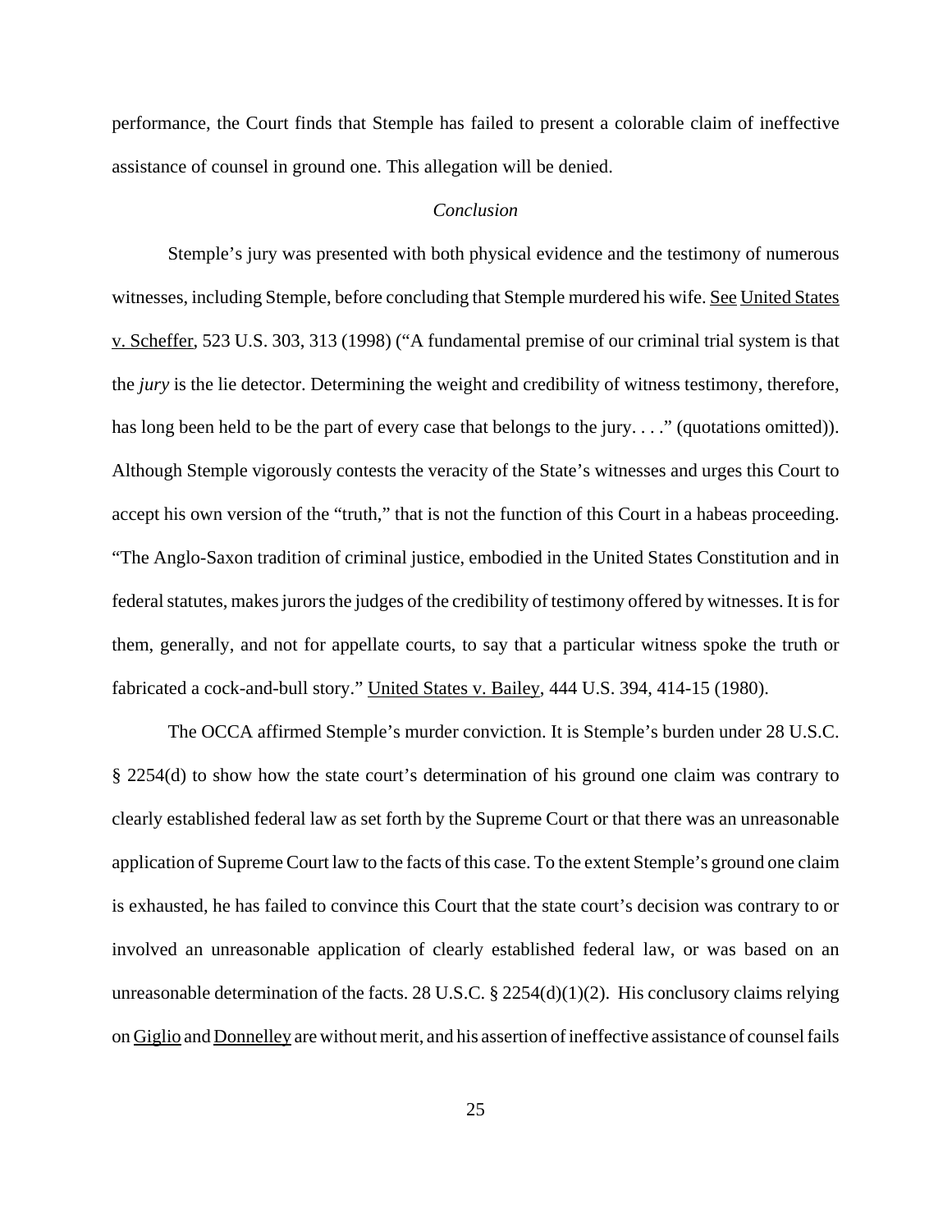performance, the Court finds that Stemple has failed to present a colorable claim of ineffective assistance of counsel in ground one. This allegation will be denied.

*Conclusion*

Stemple's jury was presented with both physical evidence and the testimony of numerous witnesses, including Stemple, before concluding that Stemple murdered his wife. See United States v. Scheffer, 523 U.S. 303, 313 (1998) ("A fundamental premise of our criminal trial system is that the *jury* is the lie detector. Determining the weight and credibility of witness testimony, therefore, has long been held to be the part of every case that belongs to the jury. . . ." (quotations omitted)). Although Stemple vigorously contests the veracity of the State's witnesses and urges this Court to accept his own version of the "truth," that is not the function of this Court in a habeas proceeding. "The Anglo-Saxon tradition of criminal justice, embodied in the United States Constitution and in federal statutes, makes jurors the judges of the credibility of testimony offered by witnesses. It is for them, generally, and not for appellate courts, to say that a particular witness spoke the truth or fabricated a cock-and-bull story." United States v. Bailey, 444 U.S. 394, 414-15 (1980).

The OCCA affirmed Stemple's murder conviction. It is Stemple's burden under 28 U.S.C. § 2254(d) to show how the state court's determination of his ground one claim was contrary to clearly established federal law as set forth by the Supreme Court or that there was an unreasonable application of Supreme Court law to the facts of this case. To the extent Stemple's ground one claim is exhausted, he has failed to convince this Court that the state court's decision was contrary to or involved an unreasonable application of clearly established federal law, or was based on an unreasonable determination of the facts. 28 U.S.C. § 2254(d)(1)(2). His conclusory claims relying on Giglio and Donnelley are without merit, and his assertion of ineffective assistance of counsel fails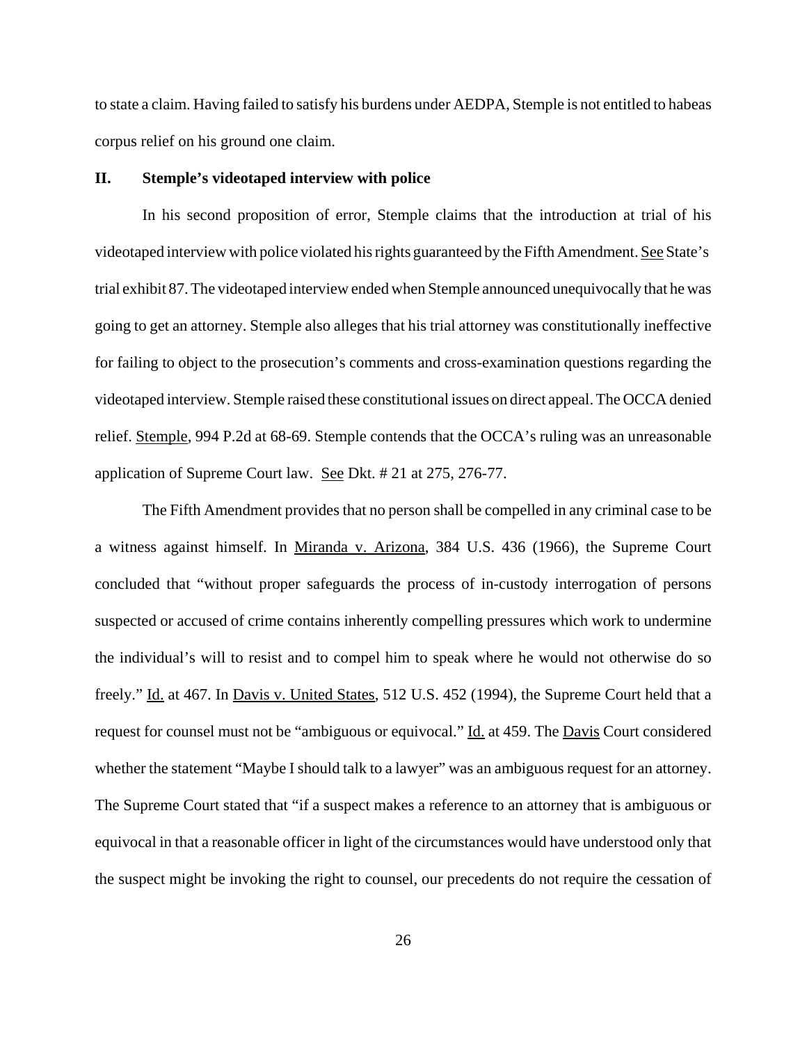to state a claim. Having failed to satisfy his burdens under AEDPA, Stemple is not entitled to habeas corpus relief on his ground one claim.

## II. Stemple's videotaped interview with police

In his second proposition of error, Stemple claims that the introduction at trial of his videotaped interview with police violated his rights guaranteed by the Fifth Amendment. See State's trial exhibit 87. The videotaped interview ended when Stemple announced unequivocally that he was going to get an attorney. Stemple also alleges that his trial attorney was constitutionally ineffective for failing to object to the prosecution's comments and cross-examination questions regarding the videotaped interview. Stemple raised these constitutional issues on direct appeal. The OCCA denied relief. Stemple, 994 P.2d at 68-69. Stemple contends that the OCCA's ruling was an unreasonable application of Supreme Court law. See Dkt. # 21 at 275, 276-77.

The Fifth Amendment provides that no person shall be compelled in any criminal case to be a witness against himself. In Miranda v. Arizona, 384 U.S. 436 (1966), the Supreme Court concluded that "without proper safeguards the process of in-custody interrogation of persons suspected or accused of crime contains inherently compelling pressures which work to undermine the individual's will to resist and to compel him to speak where he would not otherwise do so freely." Id. at 467. In Davis v. United States, 512 U.S. 452 (1994), the Supreme Court held that a request for counsel must not be "ambiguous or equivocal." Id. at 459. The Davis Court considered whether the statement "Maybe I should talk to a lawyer" was an ambiguous request for an attorney. The Supreme Court stated that "if a suspect makes a reference to an attorney that is ambiguous or equivocal in that a reasonable officer in light of the circumstances would have understood only that the suspect might be invoking the right to counsel, our precedents do not require the cessation of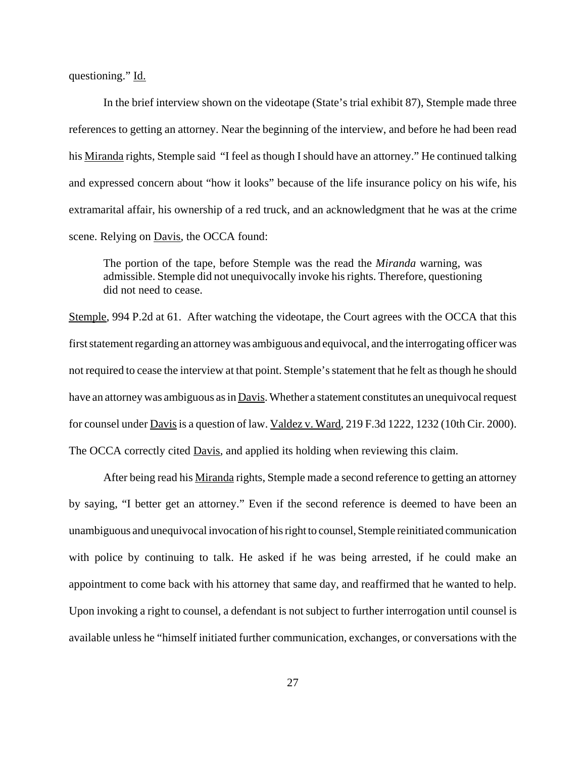questioning." Id.

In the brief interview shown on the videotape (State's trial exhibit 87), Stemple made three references to getting an attorney. Near the beginning of the interview, and before he had been read his Miranda rights, Stemple said "I feel as though I should have an attorney." He continued talking and expressed concern about "how it looks" because of the life insurance policy on his wife, his extramarital affair, his ownership of a red truck, and an acknowledgment that he was at the crime scene. Relying on Davis, the OCCA found:

> The portion of the tape, before Stemple was the read the *Miranda* warning, was admissible. Stemple did not unequivocally invoke his rights. Therefore, questioning did not need to cease.

Stemple, 994 P.2d at 61. After watching the videotape, the Court agrees with the OCCA that this first statement regarding an attorney was ambiguous and equivocal, and the interrogating officer was not required to cease the interview at that point. Stemple's statement that he felt as though he should have an attorney was ambiguous as in Davis. Whether a statement constitutes an unequivocal request for counsel under Davis is a question of law. Valdez v. Ward, 219 F.3d 1222, 1232 (10th Cir. 2000). The OCCA correctly cited Davis, and applied its holding when reviewing this claim.

After being read his Miranda rights, Stemple made a second reference to getting an attorney by saying, "I better get an attorney." Even if the second reference is deemed to have been an unambiguous and unequivocal invocation of his right to counsel, Stemple reinitiated communication with police by continuing to talk. He asked if he was being arrested, if he could make an appointment to come back with his attorney that same day, and reaffirmed that he wanted to help. Upon invoking a right to counsel, a defendant is not subject to further interrogation until counsel is available unless he "himself initiated further communication, exchanges, or conversations with the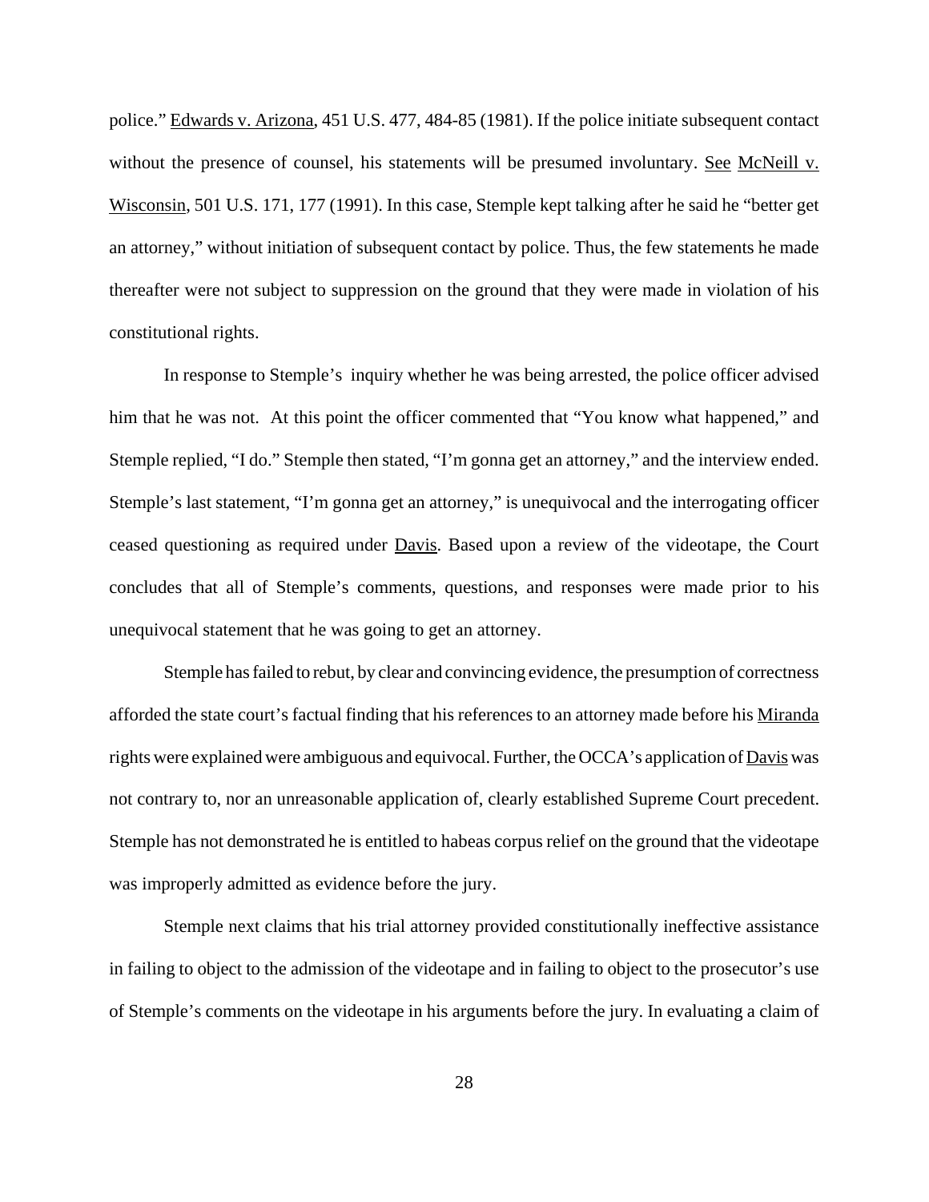police." Edwards v. Arizona, 451 U.S. 477, 484-85 (1981). If the police initiate subsequent contact without the presence of counsel, his statements will be presumed involuntary. See McNeill v. Wisconsin, 501 U.S. 171, 177 (1991). In this case, Stemple kept talking after he said he "better get an attorney," without initiation of subsequent contact by police. Thus, the few statements he made thereafter were not subject to suppression on the ground that they were made in violation of his constitutional rights.

In response to Stemple's inquiry whether he was being arrested, the police officer advised him that he was not. At this point the officer commented that "You know what happened," and Stemple replied, "I do." Stemple then stated, "I'm gonna get an attorney," and the interview ended. Stemple's last statement, "I'm gonna get an attorney," is unequivocal and the interrogating officer ceased questioning as required under Davis. Based upon a review of the videotape, the Court concludes that all of Stemple's comments, questions, and responses were made prior to his unequivocal statement that he was going to get an attorney.

Stemple has failed to rebut, by clear and convincing evidence, the presumption of correctness afforded the state court's factual finding that his references to an attorney made before his Miranda rights were explained were ambiguous and equivocal. Further, the OCCA's application of Davis was not contrary to, nor an unreasonable application of, clearly established Supreme Court precedent. Stemple has not demonstrated he is entitled to habeas corpus relief on the ground that the videotape was improperly admitted as evidence before the jury.

Stemple next claims that his trial attorney provided constitutionally ineffective assistance in failing to object to the admission of the videotape and in failing to object to the prosecutor's use of Stemple's comments on the videotape in his arguments before the jury. In evaluating a claim of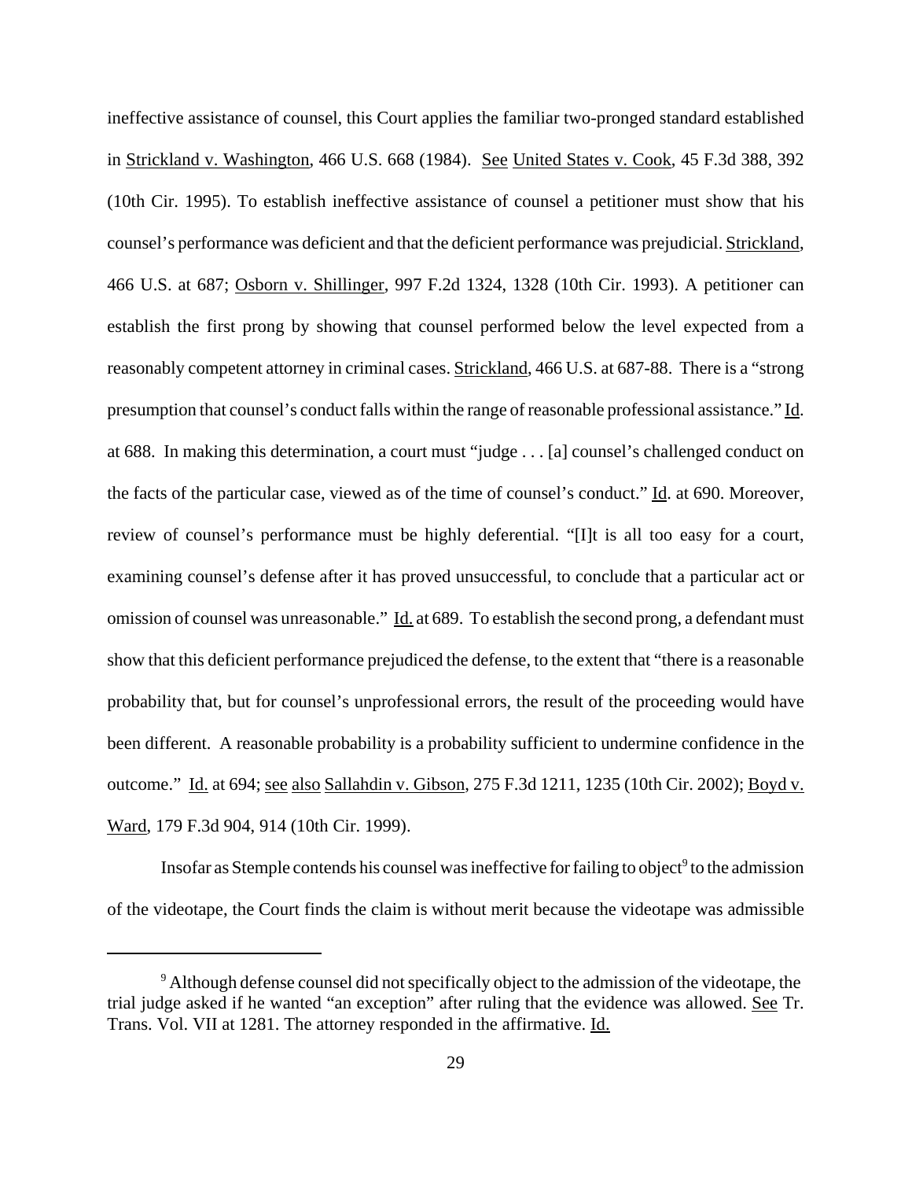ineffective assistance of counsel, this Court applies the familiar two-pronged standard established in Strickland v. Washington, 466 U.S. 668 (1984). See United States v. Cook, 45 F.3d 388, 392 (10th Cir. 1995). To establish ineffective assistance of counsel a petitioner must show that his counsel's performance was deficient and that the deficient performance was prejudicial. Strickland, 466 U.S. at 687; Osborn v. Shillinger, 997 F.2d 1324, 1328 (10th Cir. 1993). A petitioner can establish the first prong by showing that counsel performed below the level expected from a reasonably competent attorney in criminal cases. Strickland, 466 U.S. at 687-88. There is a "strong presumption that counsel's conduct falls within the range of reasonable professional assistance." Id. at 688. In making this determination, a court must "judge . . . [a] counsel's challenged conduct on the facts of the particular case, viewed as of the time of counsel's conduct." Id. at 690. Moreover, review of counsel's performance must be highly deferential. "[I]t is all too easy for a court, examining counsel's defense after it has proved unsuccessful, to conclude that a particular act or omission of counsel was unreasonable." Id. at 689. To establish the second prong, a defendant must show that this deficient performance prejudiced the defense, to the extent that "there is a reasonable probability that, but for counsel's unprofessional errors, the result of the proceeding would have been different. A reasonable probability is a probability sufficient to undermine confidence in the outcome." Id. at 694; see also Sallahdin v. Gibson, 275 F.3d 1211, 1235 (10th Cir. 2002); Boyd v. Ward, 179 F.3d 904, 914 (10th Cir. 1999).

Insofar as Stemple contends his counsel was ineffective for failing to object[9] to the admission of the videotape, the Court finds the claim is without merit because the videotape was admissible

[9] Although defense counsel did not specifically object to the admission of the videotape, the trial judge asked if he wanted "an exception" after ruling that the evidence was allowed. See Tr. Trans. Vol. VII at 1281. The attorney responded in the affirmative. Id.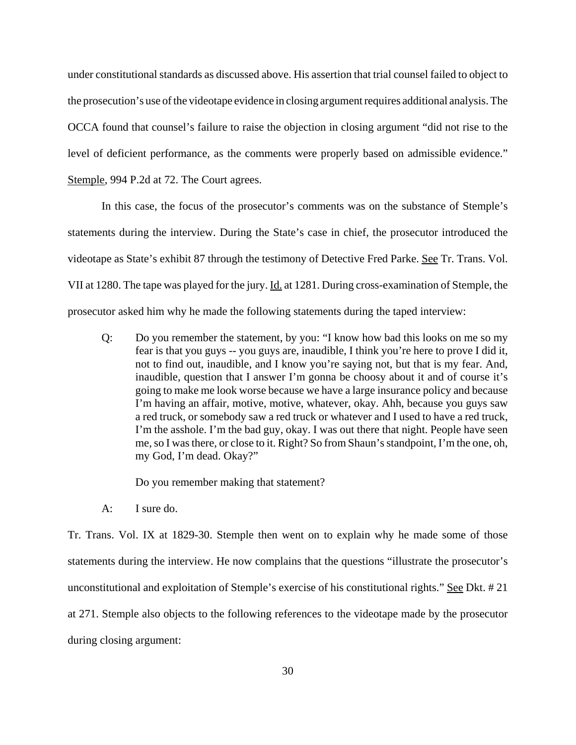under constitutional standards as discussed above. His assertion that trial counsel failed to object to the prosecution's use of the videotape evidence in closing argument requires additional analysis. The OCCA found that counsel's failure to raise the objection in closing argument "did not rise to the level of deficient performance, as the comments were properly based on admissible evidence." Stemple, 994 P.2d at 72. The Court agrees.

In this case, the focus of the prosecutor's comments was on the substance of Stemple's statements during the interview. During the State's case in chief, the prosecutor introduced the videotape as State's exhibit 87 through the testimony of Detective Fred Parke. See Tr. Trans. Vol. VII at 1280. The tape was played for the jury. Id. at 1281. During cross-examination of Stemple, the prosecutor asked him why he made the following statements during the taped interview:

> Q: Do you remember the statement, by you: "I know how bad this looks on me so my fear is that you guys -- you guys are, inaudible, I think you're here to prove I did it, not to find out, inaudible, and I know you're saying not, but that is my fear. And, inaudible, question that I answer I'm gonna be choosy about it and of course it's going to make me look worse because we have a large insurance policy and because I'm having an affair, motive, motive, whatever, okay. Ahh, because you guys saw a red truck, or somebody saw a red truck or whatever and I used to have a red truck, I'm the asshole. I'm the bad guy, okay. I was out there that night. People have seen me, so I was there, or close to it. Right? So from Shaun's standpoint, I'm the one, oh, my God, I'm dead. Okay?"
>
> Do you remember making that statement?
>
> A: I sure do.

Tr. Trans. Vol. IX at 1829-30. Stemple then went on to explain why he made some of those statements during the interview. He now complains that the questions "illustrate the prosecutor's unconstitutional and exploitation of Stemple's exercise of his constitutional rights." See Dkt. # 21 at 271. Stemple also objects to the following references to the videotape made by the prosecutor during closing argument: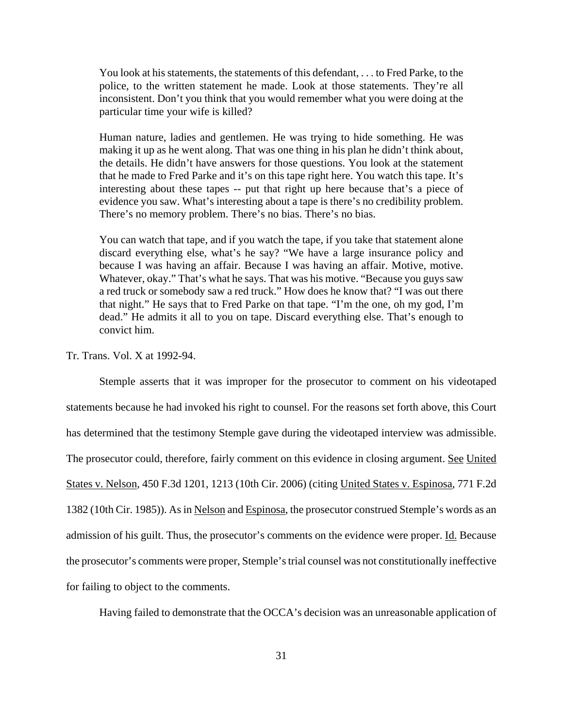> You look at his statements, the statements of this defendant, . . . to Fred Parke, to the police, to the written statement he made. Look at those statements. They're all inconsistent. Don't you think that you would remember what you were doing at the particular time your wife is killed?
>
> Human nature, ladies and gentlemen. He was trying to hide something. He was making it up as he went along. That was one thing in his plan he didn't think about, the details. He didn't have answers for those questions. You look at the statement that he made to Fred Parke and it's on this tape right here. You watch this tape. It's interesting about these tapes -- put that right up here because that's a piece of evidence you saw. What's interesting about a tape is there's no credibility problem. There's no memory problem. There's no bias. There's no bias.
>
> You can watch that tape, and if you watch the tape, if you take that statement alone discard everything else, what's he say? "We have a large insurance policy and because I was having an affair. Because I was having an affair. Motive, motive. Whatever, okay." That's what he says. That was his motive. "Because you guys saw a red truck or somebody saw a red truck." How does he know that? "I was out there that night." He says that to Fred Parke on that tape. "I'm the one, oh my god, I'm dead." He admits it all to you on tape. Discard everything else. That's enough to convict him.

Tr. Trans. Vol. X at 1992-94.

Stemple asserts that it was improper for the prosecutor to comment on his videotaped statements because he had invoked his right to counsel. For the reasons set forth above, this Court has determined that the testimony Stemple gave during the videotaped interview was admissible. The prosecutor could, therefore, fairly comment on this evidence in closing argument. See United States v. Nelson, 450 F.3d 1201, 1213 (10th Cir. 2006) (citing United States v. Espinosa, 771 F.2d 1382 (10th Cir. 1985)). As in Nelson and Espinosa, the prosecutor construed Stemple's words as an admission of his guilt. Thus, the prosecutor's comments on the evidence were proper. Id. Because the prosecutor's comments were proper, Stemple's trial counsel was not constitutionally ineffective for failing to object to the comments.

Having failed to demonstrate that the OCCA's decision was an unreasonable application of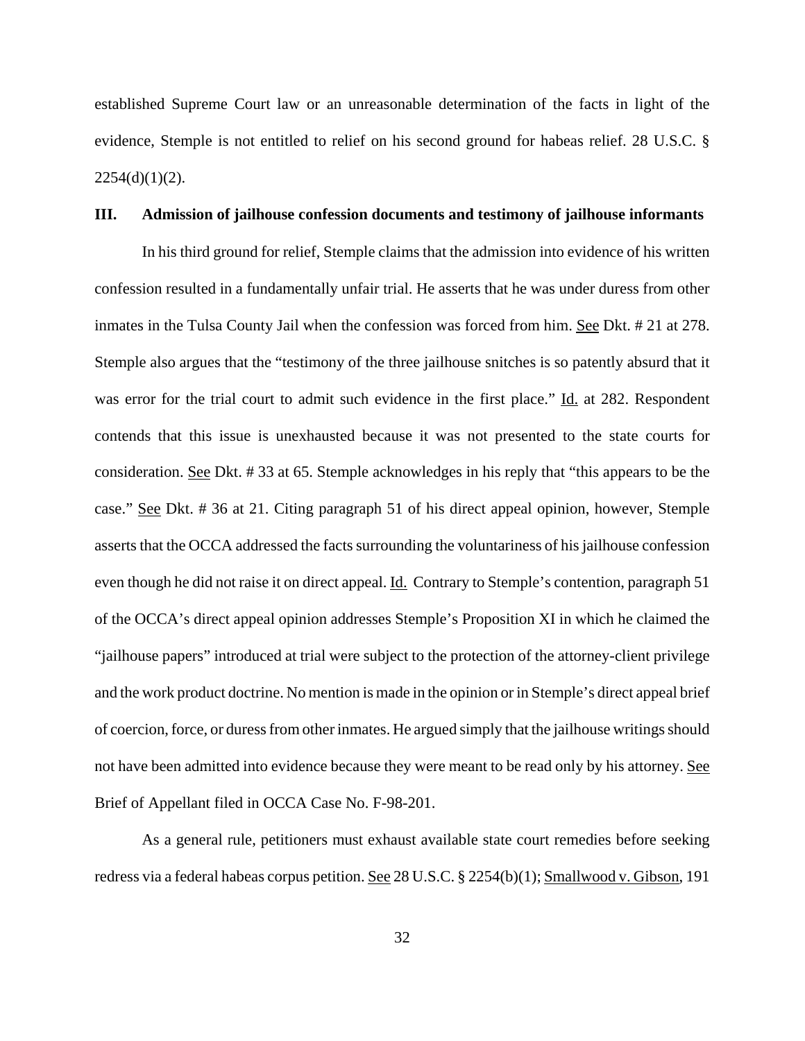established Supreme Court law or an unreasonable determination of the facts in light of the evidence, Stemple is not entitled to relief on his second ground for habeas relief. 28 U.S.C. § 2254(d)(1)(2).

### III. Admission of jailhouse confession documents and testimony of jailhouse informants

In his third ground for relief, Stemple claims that the admission into evidence of his written confession resulted in a fundamentally unfair trial. He asserts that he was under duress from other inmates in the Tulsa County Jail when the confession was forced from him. See Dkt. # 21 at 278. Stemple also argues that the "testimony of the three jailhouse snitches is so patently absurd that it was error for the trial court to admit such evidence in the first place." Id. at 282. Respondent contends that this issue is unexhausted because it was not presented to the state courts for consideration. See Dkt. # 33 at 65. Stemple acknowledges in his reply that "this appears to be the case." See Dkt. # 36 at 21. Citing paragraph 51 of his direct appeal opinion, however, Stemple asserts that the OCCA addressed the facts surrounding the voluntariness of his jailhouse confession even though he did not raise it on direct appeal. Id. Contrary to Stemple's contention, paragraph 51 of the OCCA's direct appeal opinion addresses Stemple's Proposition XI in which he claimed the "jailhouse papers" introduced at trial were subject to the protection of the attorney-client privilege and the work product doctrine. No mention is made in the opinion or in Stemple's direct appeal brief of coercion, force, or duress from other inmates. He argued simply that the jailhouse writings should not have been admitted into evidence because they were meant to be read only by his attorney. See Brief of Appellant filed in OCCA Case No. F-98-201.

As a general rule, petitioners must exhaust available state court remedies before seeking redress via a federal habeas corpus petition. See 28 U.S.C. § 2254(b)(1); Smallwood v. Gibson, 191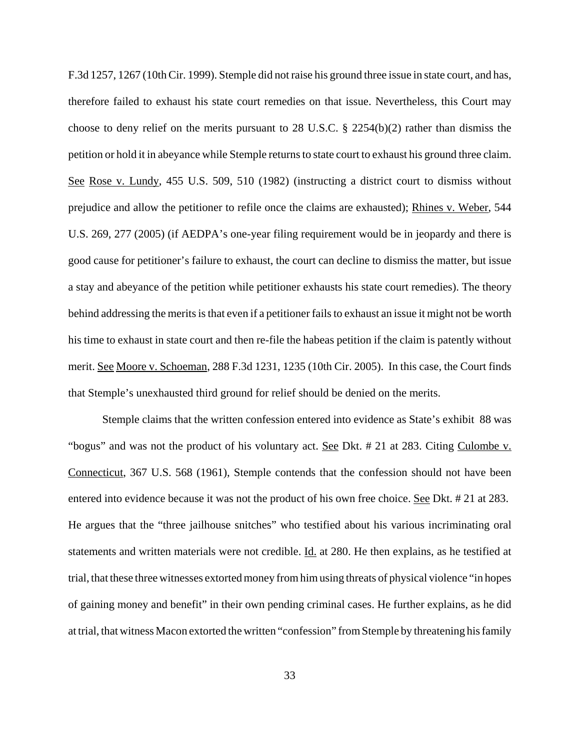F.3d 1257, 1267 (10th Cir. 1999). Stemple did not raise his ground three issue in state court, and has, therefore failed to exhaust his state court remedies on that issue. Nevertheless, this Court may choose to deny relief on the merits pursuant to 28 U.S.C. § 2254(b)(2) rather than dismiss the petition or hold it in abeyance while Stemple returns to state court to exhaust his ground three claim. See Rose v. Lundy, 455 U.S. 509, 510 (1982) (instructing a district court to dismiss without prejudice and allow the petitioner to refile once the claims are exhausted); Rhines v. Weber, 544 U.S. 269, 277 (2005) (if AEDPA's one-year filing requirement would be in jeopardy and there is good cause for petitioner's failure to exhaust, the court can decline to dismiss the matter, but issue a stay and abeyance of the petition while petitioner exhausts his state court remedies). The theory behind addressing the merits is that even if a petitioner fails to exhaust an issue it might not be worth his time to exhaust in state court and then re-file the habeas petition if the claim is patently without merit. See Moore v. Schoeman, 288 F.3d 1231, 1235 (10th Cir. 2005). In this case, the Court finds that Stemple's unexhausted third ground for relief should be denied on the merits.

Stemple claims that the written confession entered into evidence as State's exhibit 88 was "bogus" and was not the product of his voluntary act. See Dkt. # 21 at 283. Citing Culombe v. Connecticut, 367 U.S. 568 (1961), Stemple contends that the confession should not have been entered into evidence because it was not the product of his own free choice. See Dkt. # 21 at 283. He argues that the "three jailhouse snitches" who testified about his various incriminating oral statements and written materials were not credible. Id. at 280. He then explains, as he testified at trial, that these three witnesses extorted money from him using threats of physical violence "in hopes of gaining money and benefit" in their own pending criminal cases. He further explains, as he did at trial, that witness Macon extorted the written "confession" from Stemple by threatening his family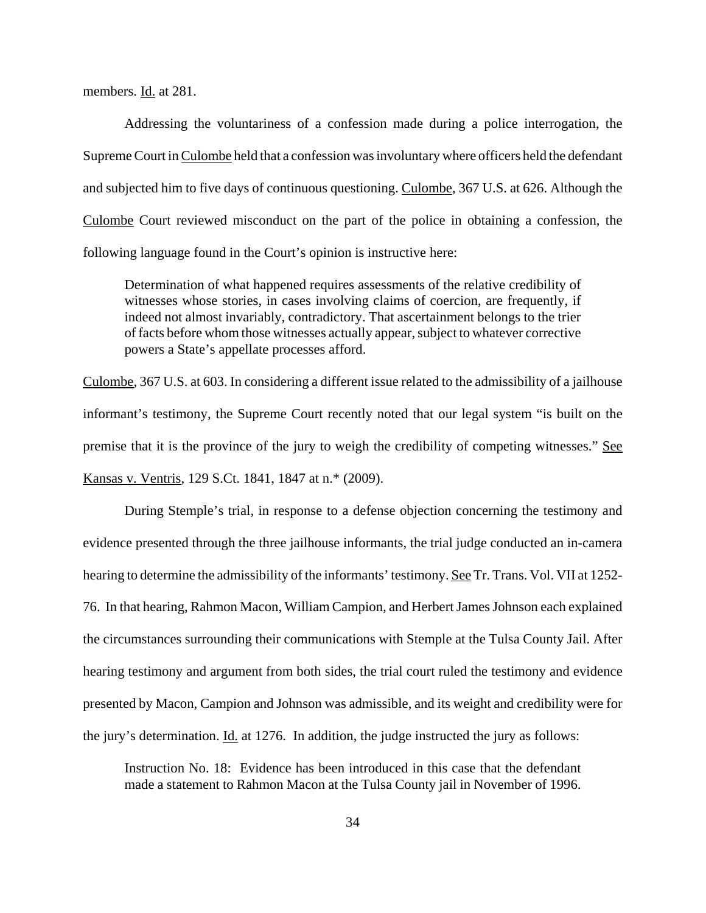members. Id. at 281.

Addressing the voluntariness of a confession made during a police interrogation, the Supreme Court in Culombe held that a confession was involuntary where officers held the defendant and subjected him to five days of continuous questioning. Culombe, 367 U.S. at 626. Although the Culombe Court reviewed misconduct on the part of the police in obtaining a confession, the following language found in the Court's opinion is instructive here:

> Determination of what happened requires assessments of the relative credibility of witnesses whose stories, in cases involving claims of coercion, are frequently, if indeed not almost invariably, contradictory. That ascertainment belongs to the trier of facts before whom those witnesses actually appear, subject to whatever corrective powers a State's appellate processes afford.

Culombe, 367 U.S. at 603. In considering a different issue related to the admissibility of a jailhouse informant's testimony, the Supreme Court recently noted that our legal system "is built on the premise that it is the province of the jury to weigh the credibility of competing witnesses." See Kansas v. Ventris, 129 S.Ct. 1841, 1847 at n.* (2009).

During Stemple's trial, in response to a defense objection concerning the testimony and evidence presented through the three jailhouse informants, the trial judge conducted an in-camera hearing to determine the admissibility of the informants' testimony. See Tr. Trans. Vol. VII at 1252-76. In that hearing, Rahmon Macon, William Campion, and Herbert James Johnson each explained the circumstances surrounding their communications with Stemple at the Tulsa County Jail. After hearing testimony and argument from both sides, the trial court ruled the testimony and evidence presented by Macon, Campion and Johnson was admissible, and its weight and credibility were for the jury's determination. Id. at 1276. In addition, the judge instructed the jury as follows:

> Instruction No. 18: Evidence has been introduced in this case that the defendant made a statement to Rahmon Macon at the Tulsa County jail in November of 1996.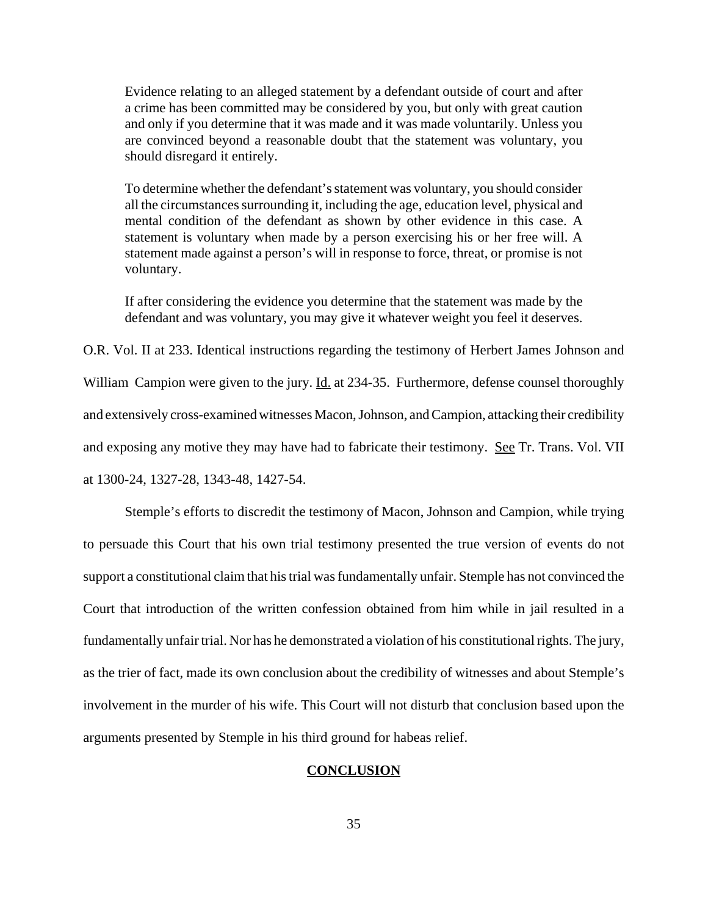> Evidence relating to an alleged statement by a defendant outside of court and after a crime has been committed may be considered by you, but only with great caution and only if you determine that it was made and it was made voluntarily. Unless you are convinced beyond a reasonable doubt that the statement was voluntary, you should disregard it entirely.
>
> To determine whether the defendant's statement was voluntary, you should consider all the circumstances surrounding it, including the age, education level, physical and mental condition of the defendant as shown by other evidence in this case. A statement is voluntary when made by a person exercising his or her free will. A statement made against a person's will in response to force, threat, or promise is not voluntary.
>
> If after considering the evidence you determine that the statement was made by the defendant and was voluntary, you may give it whatever weight you feel it deserves.

O.R. Vol. II at 233. Identical instructions regarding the testimony of Herbert James Johnson and William Campion were given to the jury. Id. at 234-35. Furthermore, defense counsel thoroughly and extensively cross-examined witnesses Macon, Johnson, and Campion, attacking their credibility and exposing any motive they may have had to fabricate their testimony. See Tr. Trans. Vol. VII at 1300-24, 1327-28, 1343-48, 1427-54.

Stemple's efforts to discredit the testimony of Macon, Johnson and Campion, while trying to persuade this Court that his own trial testimony presented the true version of events do not support a constitutional claim that his trial was fundamentally unfair. Stemple has not convinced the Court that introduction of the written confession obtained from him while in jail resulted in a fundamentally unfair trial. Nor has he demonstrated a violation of his constitutional rights. The jury, as the trier of fact, made its own conclusion about the credibility of witnesses and about Stemple's involvement in the murder of his wife. This Court will not disturb that conclusion based upon the arguments presented by Stemple in his third ground for habeas relief.

## CONCLUSION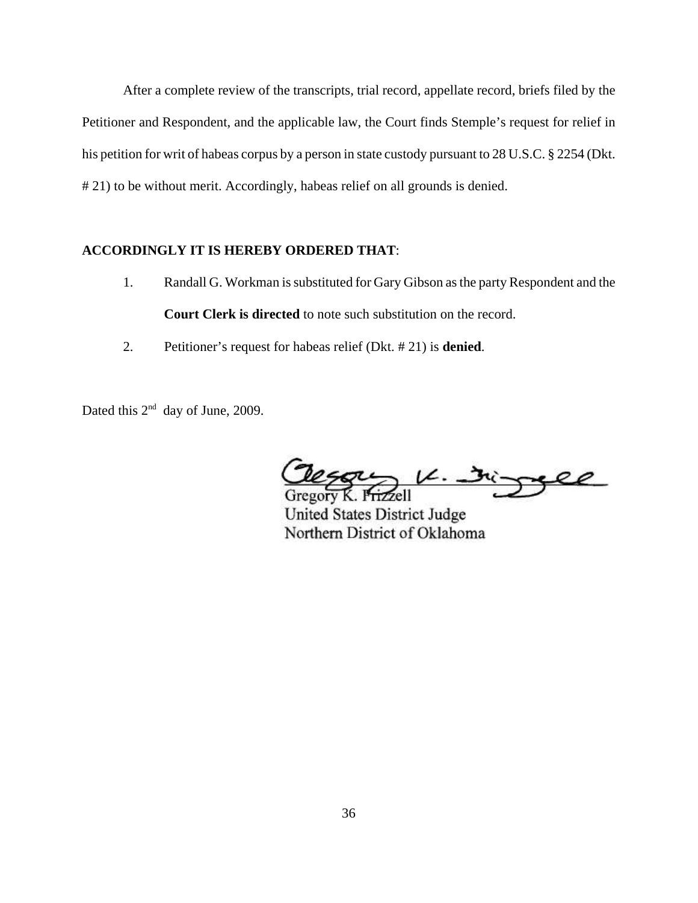After a complete review of the transcripts, trial record, appellate record, briefs filed by the Petitioner and Respondent, and the applicable law, the Court finds Stemple's request for relief in his petition for writ of habeas corpus by a person in state custody pursuant to 28 U.S.C. § 2254 (Dkt. # 21) to be without merit. Accordingly, habeas relief on all grounds is denied.

**ACCORDINGLY IT IS HEREBY ORDERED THAT**:

1. Randall G. Workman is substituted for Gary Gibson as the party Respondent and the **Court Clerk is directed** to note such substitution on the record.
2. Petitioner's request for habeas relief (Dkt. # 21) is **denied**.

Dated this 2nd day of June, 2009.

Gregory K. Frizzell
United States District Judge
Northern District of Oklahoma